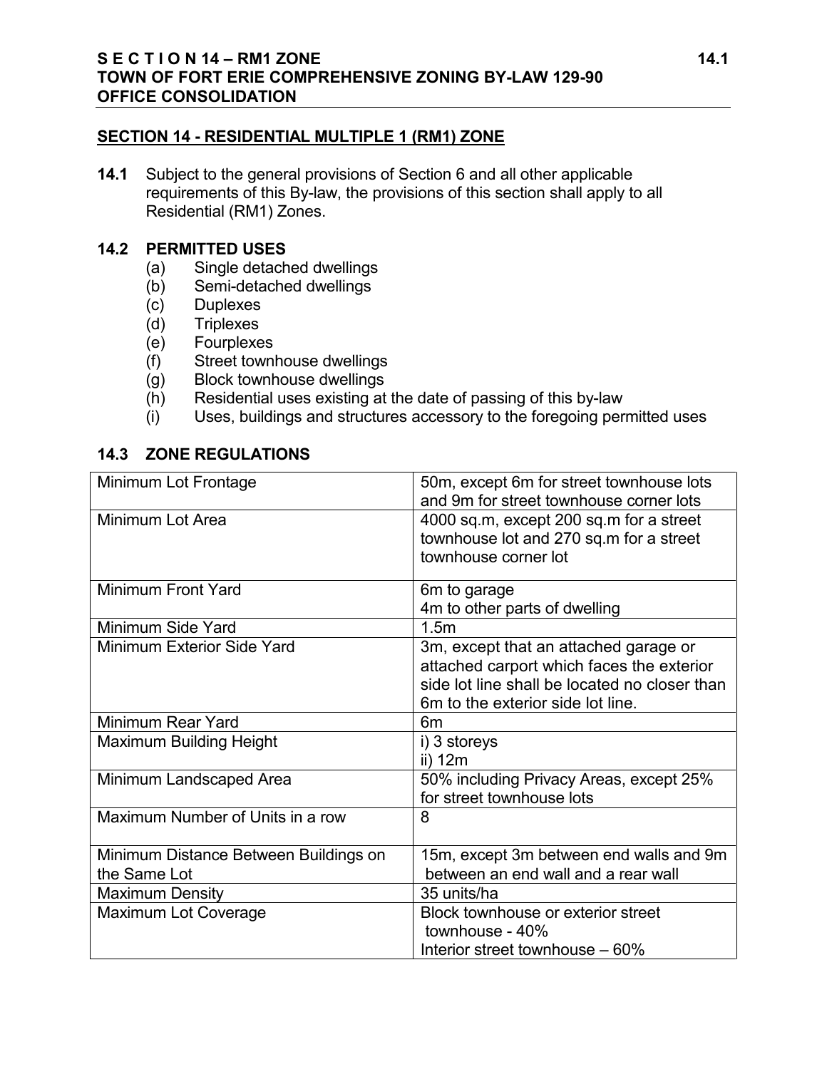## SECTION 14 - RESIDENTIAL MULTIPLE 1 (RM1) ZONE

**14.1** Subject to the general provisions of Section 6 and all other applicable requirements of this By-law, the provisions of this section shall apply to all Residential (RM1) Zones.

### 14.2 PERMITTED USES

(a) Single detached dwellings
(b) Semi-detached dwellings
(c) Duplexes
(d) Triplexes
(e) Fourplexes
(f) Street townhouse dwellings
(g) Block townhouse dwellings
(h) Residential uses existing at the date of passing of this by-law
(i) Uses, buildings and structures accessory to the foregoing permitted uses

### 14.3 ZONE REGULATIONS

| | |
|---|---|
| Minimum Lot Frontage | 50m, except 6m for street townhouse lots and 9m for street townhouse corner lots |
| Minimum Lot Area | 4000 sq.m, except 200 sq.m for a street townhouse lot and 270 sq.m for a street townhouse corner lot |
| Minimum Front Yard | 6m to garage<br>4m to other parts of dwelling |
| Minimum Side Yard | 1.5m |
| Minimum Exterior Side Yard | 3m, except that an attached garage or attached carport which faces the exterior side lot line shall be located no closer than 6m to the exterior side lot line. |
| Minimum Rear Yard | 6m |
| Maximum Building Height | i) 3 storeys<br>ii) 12m |
| Minimum Landscaped Area | 50% including Privacy Areas, except 25% for street townhouse lots |
| Maximum Number of Units in a row | 8 |
| Minimum Distance Between Buildings on the Same Lot | 15m, except 3m between end walls and 9m between an end wall and a rear wall |
| Maximum Density | 35 units/ha |
| Maximum Lot Coverage | Block townhouse or exterior street townhouse - 40%<br>Interior street townhouse – 60% |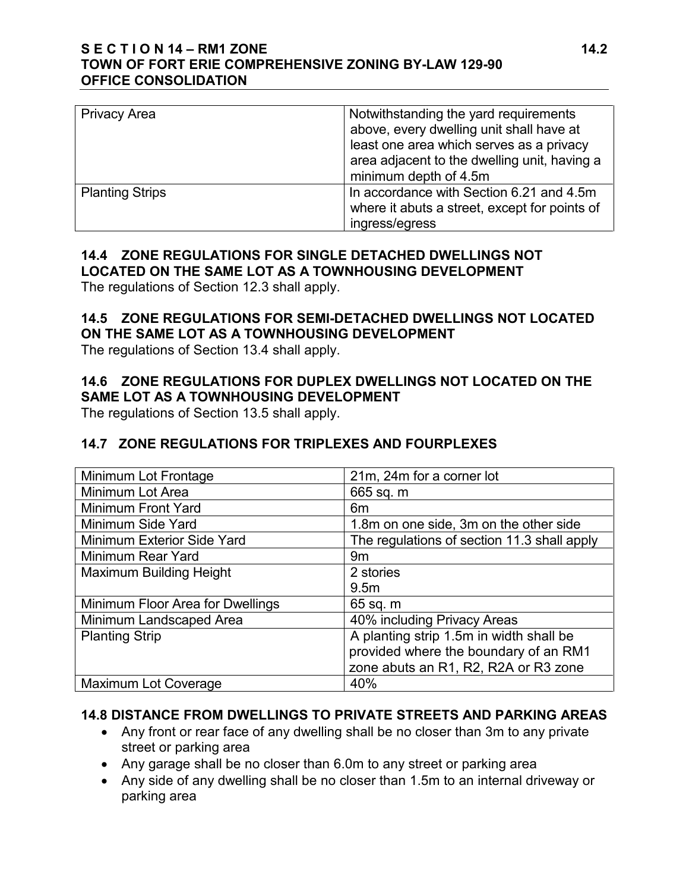| Privacy Area | Notwithstanding the yard requirements above, every dwelling unit shall have at least one area which serves as a privacy area adjacent to the dwelling unit, having a minimum depth of 4.5m |
|---|---|
| Planting Strips | In accordance with Section 6.21 and 4.5m where it abuts a street, except for points of ingress/egress |

### 14.4 ZONE REGULATIONS FOR SINGLE DETACHED DWELLINGS NOT LOCATED ON THE SAME LOT AS A TOWNHOUSING DEVELOPMENT

The regulations of Section 12.3 shall apply.

### 14.5 ZONE REGULATIONS FOR SEMI-DETACHED DWELLINGS NOT LOCATED ON THE SAME LOT AS A TOWNHOUSING DEVELOPMENT

The regulations of Section 13.4 shall apply.

### 14.6 ZONE REGULATIONS FOR DUPLEX DWELLINGS NOT LOCATED ON THE SAME LOT AS A TOWNHOUSING DEVELOPMENT

The regulations of Section 13.5 shall apply.

### 14.7 ZONE REGULATIONS FOR TRIPLEXES AND FOURPLEXES

| Minimum Lot Frontage | 21m, 24m for a corner lot |
|---|---|
| Minimum Lot Area | 665 sq. m |
| Minimum Front Yard | 6m |
| Minimum Side Yard | 1.8m on one side, 3m on the other side |
| Minimum Exterior Side Yard | The regulations of section 11.3 shall apply |
| Minimum Rear Yard | 9m |
| Maximum Building Height | 2 stories<br>9.5m |
| Minimum Floor Area for Dwellings | 65 sq. m |
| Minimum Landscaped Area | 40% including Privacy Areas |
| Planting Strip | A planting strip 1.5m in width shall be provided where the boundary of an RM1 zone abuts an R1, R2, R2A or R3 zone |
| Maximum Lot Coverage | 40% |

### 14.8 DISTANCE FROM DWELLINGS TO PRIVATE STREETS AND PARKING AREAS

- Any front or rear face of any dwelling shall be no closer than 3m to any private street or parking area
- Any garage shall be no closer than 6.0m to any street or parking area
- Any side of any dwelling shall be no closer than 1.5m to an internal driveway or parking area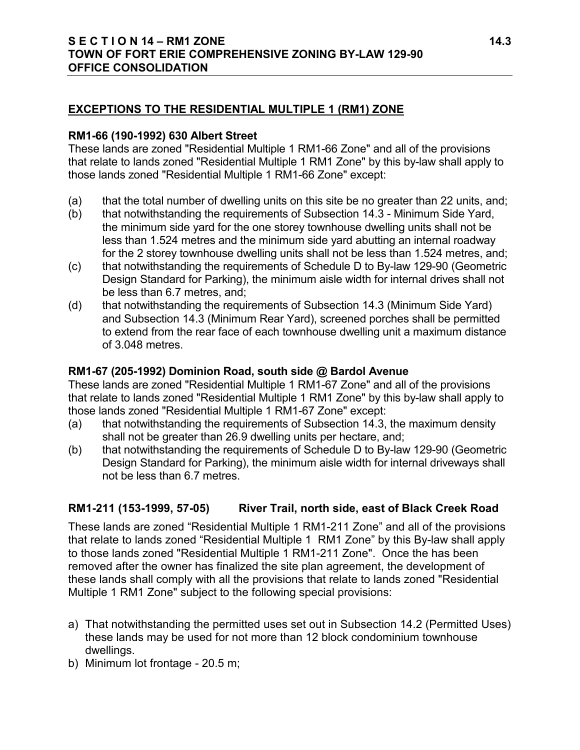## EXCEPTIONS TO THE RESIDENTIAL MULTIPLE 1 (RM1) ZONE

### RM1-66 (190-1992) 630 Albert Street

These lands are zoned "Residential Multiple 1 RM1-66 Zone" and all of the provisions that relate to lands zoned "Residential Multiple 1 RM1 Zone" by this by-law shall apply to those lands zoned "Residential Multiple 1 RM1-66 Zone" except:

(a) that the total number of dwelling units on this site be no greater than 22 units, and;

(b) that notwithstanding the requirements of Subsection 14.3 - Minimum Side Yard, the minimum side yard for the one storey townhouse dwelling units shall not be less than 1.524 metres and the minimum side yard abutting an internal roadway for the 2 storey townhouse dwelling units shall not be less than 1.524 metres, and;

(c) that notwithstanding the requirements of Schedule D to By-law 129-90 (Geometric Design Standard for Parking), the minimum aisle width for internal drives shall not be less than 6.7 metres, and;

(d) that notwithstanding the requirements of Subsection 14.3 (Minimum Side Yard) and Subsection 14.3 (Minimum Rear Yard), screened porches shall be permitted to extend from the rear face of each townhouse dwelling unit a maximum distance of 3.048 metres.

### RM1-67 (205-1992) Dominion Road, south side @ Bardol Avenue

These lands are zoned "Residential Multiple 1 RM1-67 Zone" and all of the provisions that relate to lands zoned "Residential Multiple 1 RM1 Zone" by this by-law shall apply to those lands zoned "Residential Multiple 1 RM1-67 Zone" except:

(a) that notwithstanding the requirements of Subsection 14.3, the maximum density shall not be greater than 26.9 dwelling units per hectare, and;

(b) that notwithstanding the requirements of Schedule D to By-law 129-90 (Geometric Design Standard for Parking), the minimum aisle width for internal driveways shall not be less than 6.7 metres.

### RM1-211 (153-1999, 57-05) River Trail, north side, east of Black Creek Road

These lands are zoned "Residential Multiple 1 RM1-211 Zone" and all of the provisions that relate to lands zoned "Residential Multiple 1 RM1 Zone" by this By-law shall apply to those lands zoned "Residential Multiple 1 RM1-211 Zone". Once the has been removed after the owner has finalized the site plan agreement, the development of these lands shall comply with all the provisions that relate to lands zoned "Residential Multiple 1 RM1 Zone" subject to the following special provisions:

a) That notwithstanding the permitted uses set out in Subsection 14.2 (Permitted Uses) these lands may be used for not more than 12 block condominium townhouse dwellings.

b) Minimum lot frontage - 20.5 m;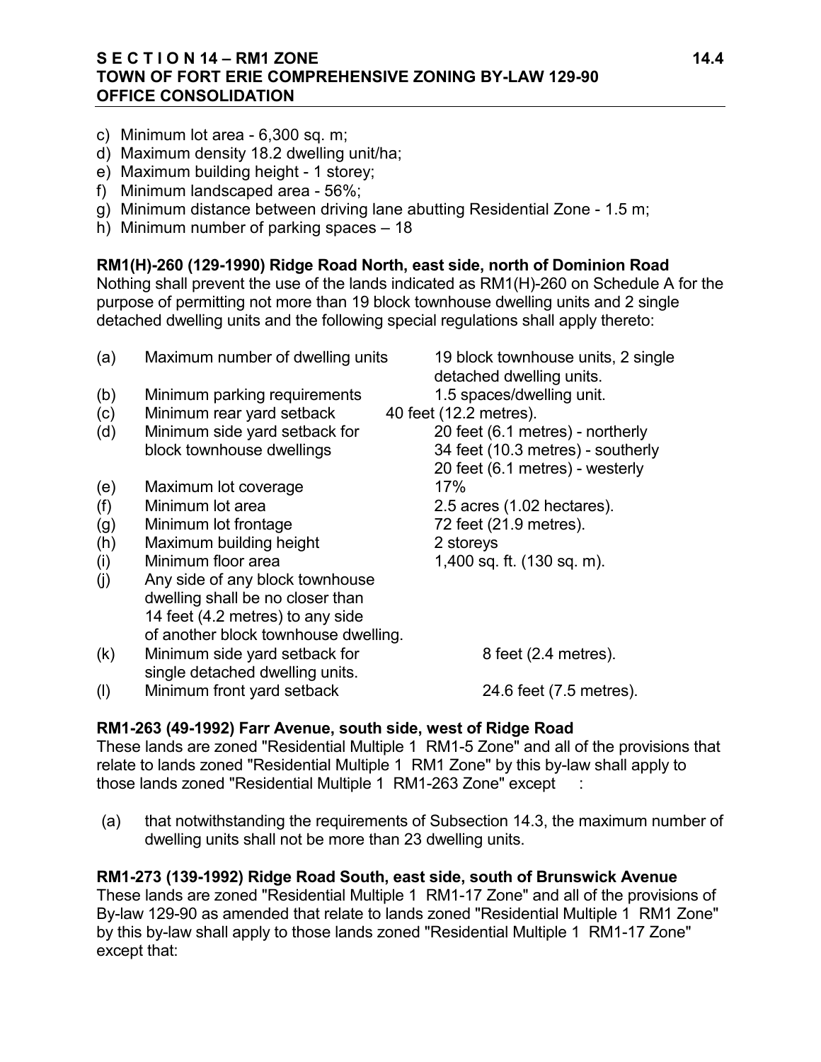c) Minimum lot area - 6,300 sq. m;
d) Maximum density 18.2 dwelling unit/ha;
e) Maximum building height - 1 storey;
f) Minimum landscaped area - 56%;
g) Minimum distance between driving lane abutting Residential Zone - 1.5 m;
h) Minimum number of parking spaces – 18

**RM1(H)-260 (129-1990) Ridge Road North, east side, north of Dominion Road**
Nothing shall prevent the use of the lands indicated as RM1(H)-260 on Schedule A for the purpose of permitting not more than 19 block townhouse dwelling units and 2 single detached dwelling units and the following special regulations shall apply thereto:

| | | |
|---|---|---|
| (a) | Maximum number of dwelling units | 19 block townhouse units, 2 single detached dwelling units. |
| (b) | Minimum parking requirements | 1.5 spaces/dwelling unit. |
| (c) | Minimum rear yard setback | 40 feet (12.2 metres). |
| (d) | Minimum side yard setback for block townhouse dwellings | 20 feet (6.1 metres) - northerly<br>34 feet (10.3 metres) - southerly<br>20 feet (6.1 metres) - westerly |
| (e) | Maximum lot coverage | 17% |
| (f) | Minimum lot area | 2.5 acres (1.02 hectares). |
| (g) | Minimum lot frontage | 72 feet (21.9 metres). |
| (h) | Maximum building height | 2 storeys |
| (i) | Minimum floor area | 1,400 sq. ft. (130 sq. m). |
| (j) | Any side of any block townhouse dwelling shall be no closer than 14 feet (4.2 metres) to any side of another block townhouse dwelling. | |
| (k) | Minimum side yard setback for single detached dwelling units. | 8 feet (2.4 metres). |
| (l) | Minimum front yard setback | 24.6 feet (7.5 metres). |

**RM1-263 (49-1992) Farr Avenue, south side, west of Ridge Road**
These lands are zoned "Residential Multiple 1 RM1-5 Zone" and all of the provisions that relate to lands zoned "Residential Multiple 1 RM1 Zone" by this by-law shall apply to those lands zoned "Residential Multiple 1 RM1-263 Zone" except :

(a) that notwithstanding the requirements of Subsection 14.3, the maximum number of dwelling units shall not be more than 23 dwelling units.

**RM1-273 (139-1992) Ridge Road South, east side, south of Brunswick Avenue**
These lands are zoned "Residential Multiple 1 RM1-17 Zone" and all of the provisions of By-law 129-90 as amended that relate to lands zoned "Residential Multiple 1 RM1 Zone" by this by-law shall apply to those lands zoned "Residential Multiple 1 RM1-17 Zone" except that: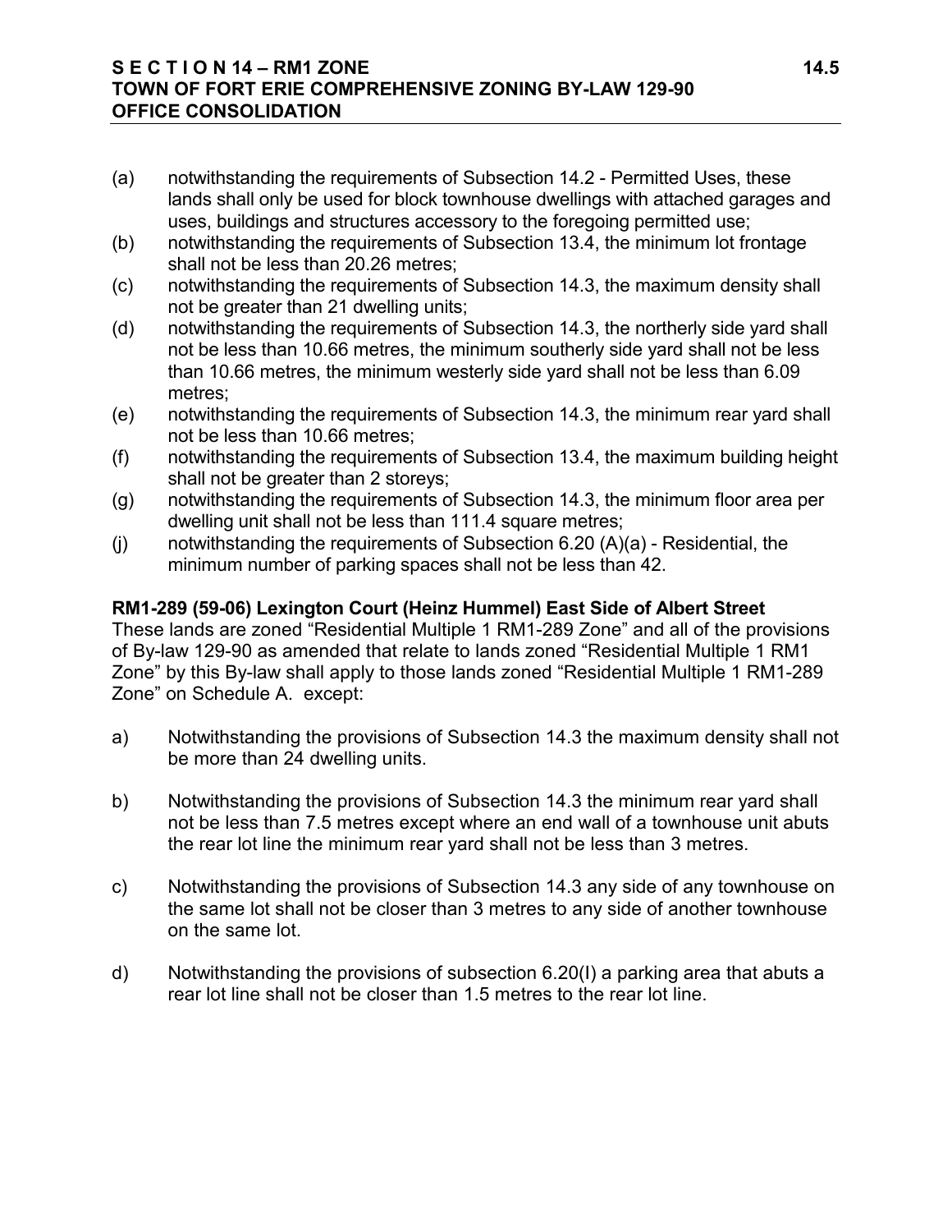(a) notwithstanding the requirements of Subsection 14.2 - Permitted Uses, these lands shall only be used for block townhouse dwellings with attached garages and uses, buildings and structures accessory to the foregoing permitted use;

(b) notwithstanding the requirements of Subsection 13.4, the minimum lot frontage shall not be less than 20.26 metres;

(c) notwithstanding the requirements of Subsection 14.3, the maximum density shall not be greater than 21 dwelling units;

(d) notwithstanding the requirements of Subsection 14.3, the northerly side yard shall not be less than 10.66 metres, the minimum southerly side yard shall not be less than 10.66 metres, the minimum westerly side yard shall not be less than 6.09 metres;

(e) notwithstanding the requirements of Subsection 14.3, the minimum rear yard shall not be less than 10.66 metres;

(f) notwithstanding the requirements of Subsection 13.4, the maximum building height shall not be greater than 2 storeys;

(g) notwithstanding the requirements of Subsection 14.3, the minimum floor area per dwelling unit shall not be less than 111.4 square metres;

(j) notwithstanding the requirements of Subsection 6.20 (A)(a) - Residential, the minimum number of parking spaces shall not be less than 42.

**RM1-289 (59-06) Lexington Court (Heinz Hummel) East Side of Albert Street**

These lands are zoned "Residential Multiple 1 RM1-289 Zone" and all of the provisions of By-law 129-90 as amended that relate to lands zoned "Residential Multiple 1 RM1 Zone" by this By-law shall apply to those lands zoned "Residential Multiple 1 RM1-289 Zone" on Schedule A. except:

a) Notwithstanding the provisions of Subsection 14.3 the maximum density shall not be more than 24 dwelling units.

b) Notwithstanding the provisions of Subsection 14.3 the minimum rear yard shall not be less than 7.5 metres except where an end wall of a townhouse unit abuts the rear lot line the minimum rear yard shall not be less than 3 metres.

c) Notwithstanding the provisions of Subsection 14.3 any side of any townhouse on the same lot shall not be closer than 3 metres to any side of another townhouse on the same lot.

d) Notwithstanding the provisions of subsection 6.20(I) a parking area that abuts a rear lot line shall not be closer than 1.5 metres to the rear lot line.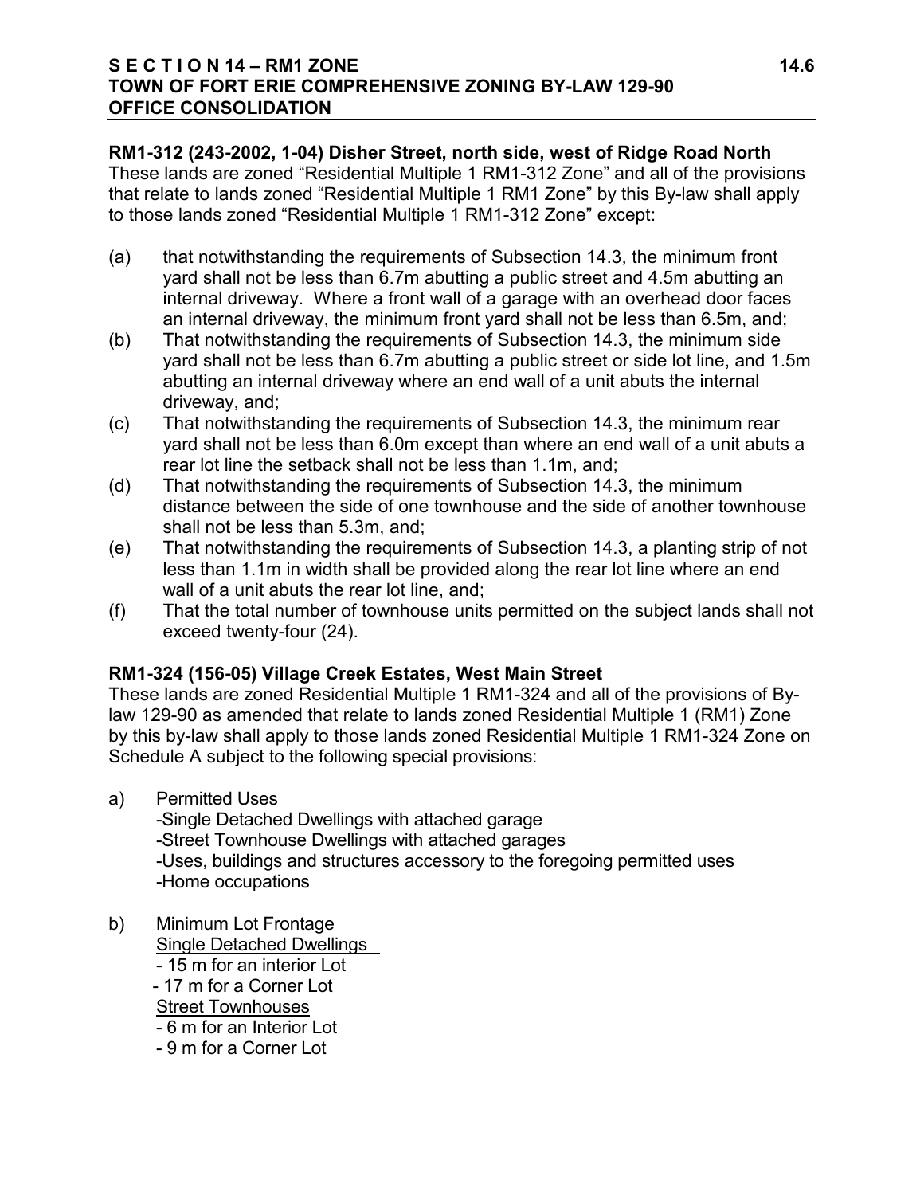**RM1-312 (243-2002, 1-04) Disher Street, north side, west of Ridge Road North**
These lands are zoned "Residential Multiple 1 RM1-312 Zone" and all of the provisions that relate to lands zoned "Residential Multiple 1 RM1 Zone" by this By-law shall apply to those lands zoned "Residential Multiple 1 RM1-312 Zone" except:

(a) that notwithstanding the requirements of Subsection 14.3, the minimum front yard shall not be less than 6.7m abutting a public street and 4.5m abutting an internal driveway. Where a front wall of a garage with an overhead door faces an internal driveway, the minimum front yard shall not be less than 6.5m, and;

(b) That notwithstanding the requirements of Subsection 14.3, the minimum side yard shall not be less than 6.7m abutting a public street or side lot line, and 1.5m abutting an internal driveway where an end wall of a unit abuts the internal driveway, and;

(c) That notwithstanding the requirements of Subsection 14.3, the minimum rear yard shall not be less than 6.0m except than where an end wall of a unit abuts a rear lot line the setback shall not be less than 1.1m, and;

(d) That notwithstanding the requirements of Subsection 14.3, the minimum distance between the side of one townhouse and the side of another townhouse shall not be less than 5.3m, and;

(e) That notwithstanding the requirements of Subsection 14.3, a planting strip of not less than 1.1m in width shall be provided along the rear lot line where an end wall of a unit abuts the rear lot line, and;

(f) That the total number of townhouse units permitted on the subject lands shall not exceed twenty-four (24).

**RM1-324 (156-05) Village Creek Estates, West Main Street**
These lands are zoned Residential Multiple 1 RM1-324 and all of the provisions of By-law 129-90 as amended that relate to lands zoned Residential Multiple 1 (RM1) Zone by this by-law shall apply to those lands zoned Residential Multiple 1 RM1-324 Zone on Schedule A subject to the following special provisions:

a) Permitted Uses
 -Single Detached Dwellings with attached garage
 -Street Townhouse Dwellings with attached garages
 -Uses, buildings and structures accessory to the foregoing permitted uses
 -Home occupations

b) Minimum Lot Frontage
 <u>Single Detached Dwellings</u>
 - 15 m for an interior Lot
 - 17 m for a Corner Lot
 <u>Street Townhouses</u>
 - 6 m for an Interior Lot
 - 9 m for a Corner Lot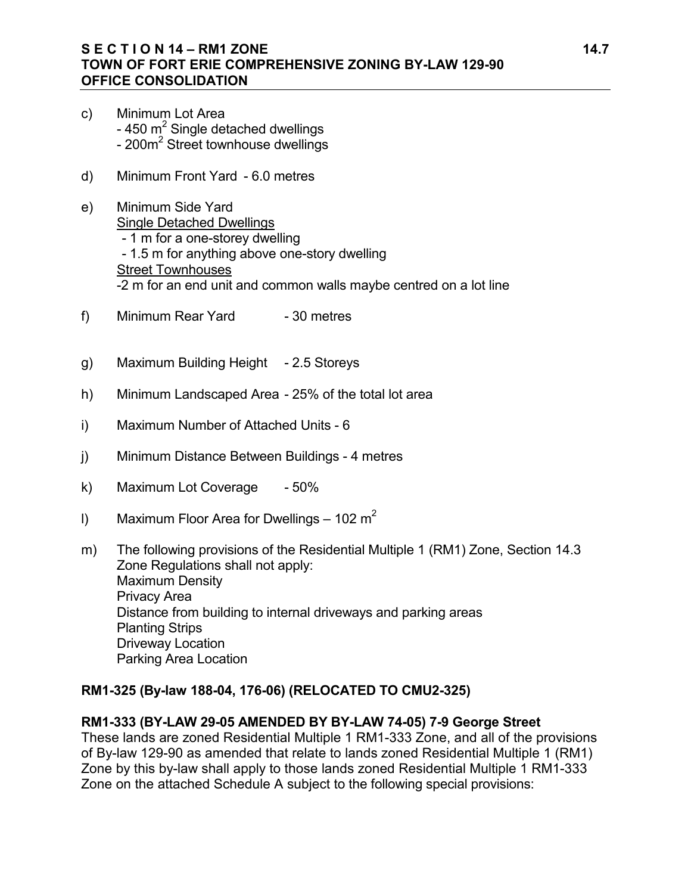c) Minimum Lot Area
 - 450 $m^2$ Single detached dwellings
 - 200$m^2$ Street townhouse dwellings

d) Minimum Front Yard - 6.0 metres

e) Minimum Side Yard
 Single Detached Dwellings
 - 1 m for a one-storey dwelling
 - 1.5 m for anything above one-story dwelling
 Street Townhouses
 -2 m for an end unit and common walls maybe centred on a lot line

f) Minimum Rear Yard - 30 metres

g) Maximum Building Height - 2.5 Storeys

h) Minimum Landscaped Area - 25% of the total lot area

i) Maximum Number of Attached Units - 6

j) Minimum Distance Between Buildings - 4 metres

k) Maximum Lot Coverage - 50%

l) Maximum Floor Area for Dwellings – 102 $m^2$

m) The following provisions of the Residential Multiple 1 (RM1) Zone, Section 14.3 Zone Regulations shall not apply:
 Maximum Density
 Privacy Area
 Distance from building to internal driveways and parking areas
 Planting Strips
 Driveway Location
 Parking Area Location

**RM1-325 (By-law 188-04, 176-06) (RELOCATED TO CMU2-325)**

**RM1-333 (BY-LAW 29-05 AMENDED BY BY-LAW 74-05) 7-9 George Street**

These lands are zoned Residential Multiple 1 RM1-333 Zone, and all of the provisions of By-law 129-90 as amended that relate to lands zoned Residential Multiple 1 (RM1) Zone by this by-law shall apply to those lands zoned Residential Multiple 1 RM1-333 Zone on the attached Schedule A subject to the following special provisions: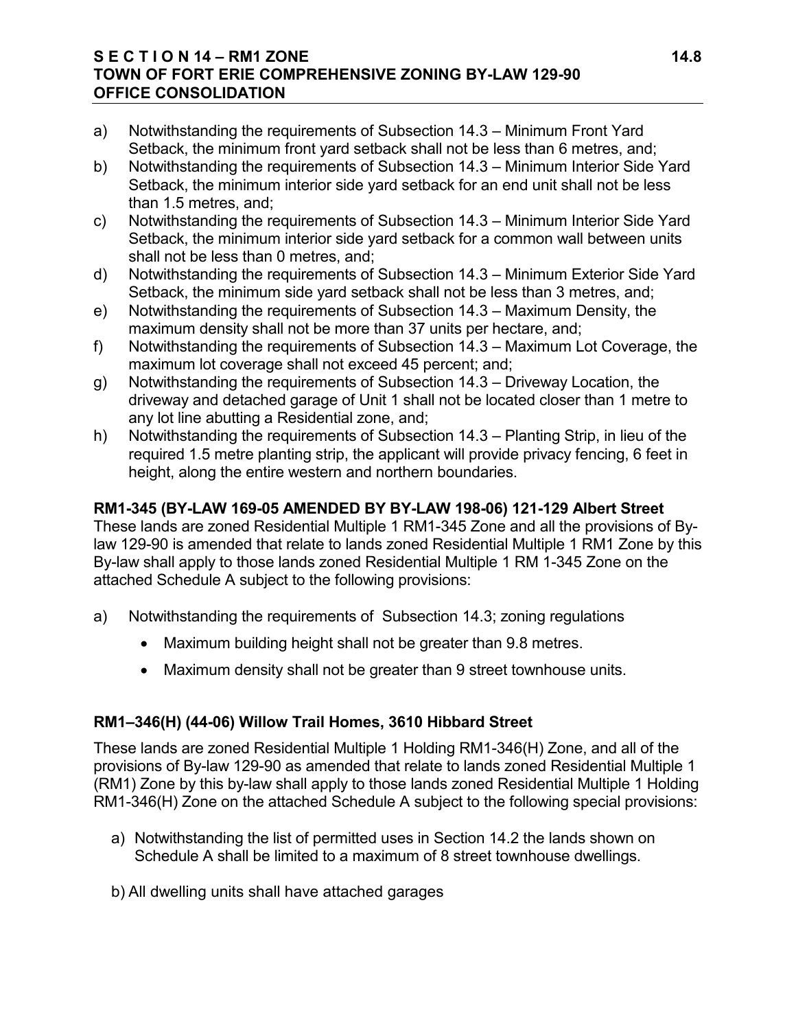a) Notwithstanding the requirements of Subsection 14.3 – Minimum Front Yard Setback, the minimum front yard setback shall not be less than 6 metres, and;
b) Notwithstanding the requirements of Subsection 14.3 – Minimum Interior Side Yard Setback, the minimum interior side yard setback for an end unit shall not be less than 1.5 metres, and;
c) Notwithstanding the requirements of Subsection 14.3 – Minimum Interior Side Yard Setback, the minimum interior side yard setback for a common wall between units shall not be less than 0 metres, and;
d) Notwithstanding the requirements of Subsection 14.3 – Minimum Exterior Side Yard Setback, the minimum side yard setback shall not be less than 3 metres, and;
e) Notwithstanding the requirements of Subsection 14.3 – Maximum Density, the maximum density shall not be more than 37 units per hectare, and;
f) Notwithstanding the requirements of Subsection 14.3 – Maximum Lot Coverage, the maximum lot coverage shall not exceed 45 percent; and;
g) Notwithstanding the requirements of Subsection 14.3 – Driveway Location, the driveway and detached garage of Unit 1 shall not be located closer than 1 metre to any lot line abutting a Residential zone, and;
h) Notwithstanding the requirements of Subsection 14.3 – Planting Strip, in lieu of the required 1.5 metre planting strip, the applicant will provide privacy fencing, 6 feet in height, along the entire western and northern boundaries.

**RM1-345 (BY-LAW 169-05 AMENDED BY BY-LAW 198-06) 121-129 Albert Street**

These lands are zoned Residential Multiple 1 RM1-345 Zone and all the provisions of By-law 129-90 is amended that relate to lands zoned Residential Multiple 1 RM1 Zone by this By-law shall apply to those lands zoned Residential Multiple 1 RM 1-345 Zone on the attached Schedule A subject to the following provisions:

a) Notwithstanding the requirements of Subsection 14.3; zoning regulations
   - Maximum building height shall not be greater than 9.8 metres.
   - Maximum density shall not be greater than 9 street townhouse units.

**RM1–346(H) (44-06) Willow Trail Homes, 3610 Hibbard Street**

These lands are zoned Residential Multiple 1 Holding RM1-346(H) Zone, and all of the provisions of By-law 129-90 as amended that relate to lands zoned Residential Multiple 1 (RM1) Zone by this by-law shall apply to those lands zoned Residential Multiple 1 Holding RM1-346(H) Zone on the attached Schedule A subject to the following special provisions:

a) Notwithstanding the list of permitted uses in Section 14.2 the lands shown on Schedule A shall be limited to a maximum of 8 street townhouse dwellings.

b) All dwelling units shall have attached garages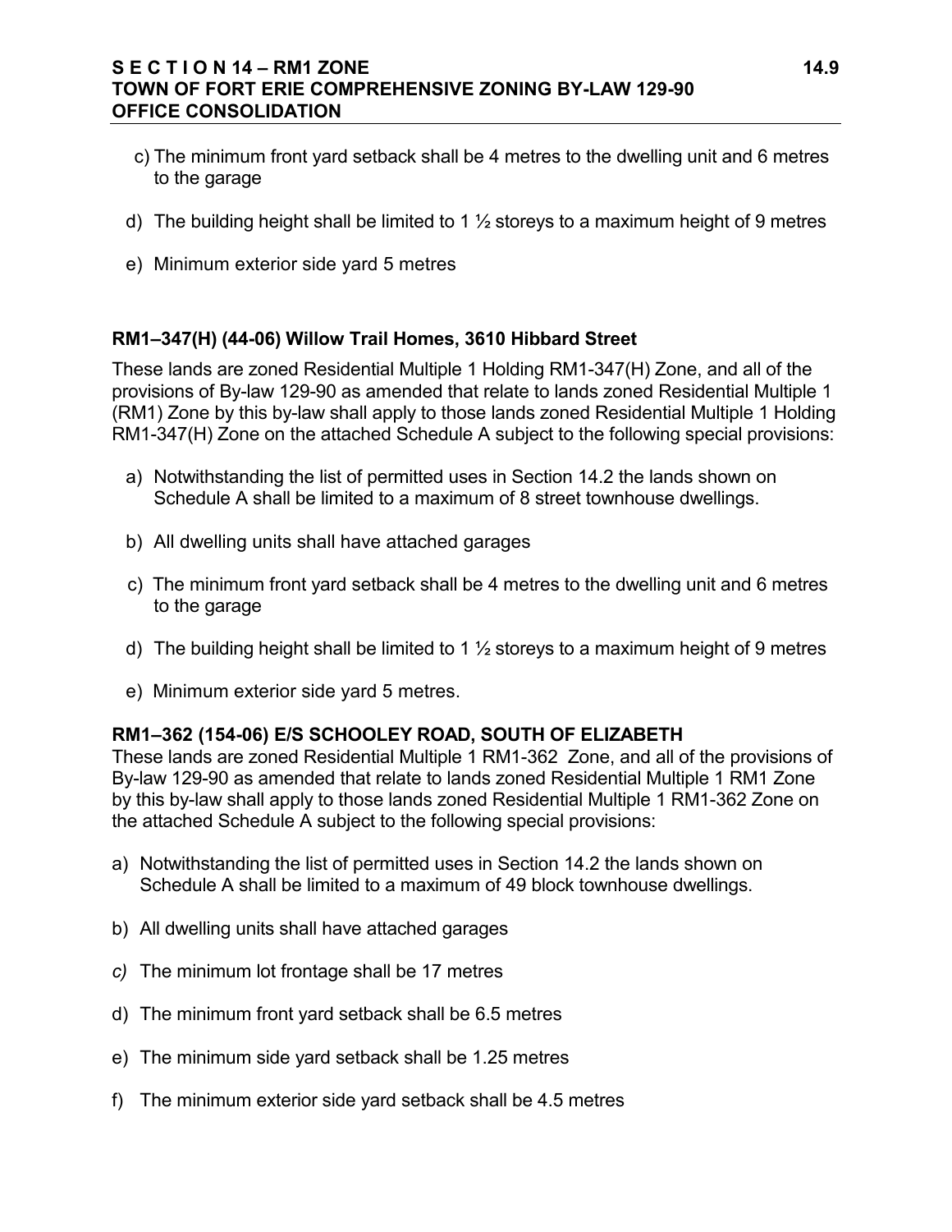c) The minimum front yard setback shall be 4 metres to the dwelling unit and 6 metres to the garage

d) The building height shall be limited to 1 ½ storeys to a maximum height of 9 metres

e) Minimum exterior side yard 5 metres

### RM1–347(H) (44-06) Willow Trail Homes, 3610 Hibbard Street

These lands are zoned Residential Multiple 1 Holding RM1-347(H) Zone, and all of the provisions of By-law 129-90 as amended that relate to lands zoned Residential Multiple 1 (RM1) Zone by this by-law shall apply to those lands zoned Residential Multiple 1 Holding RM1-347(H) Zone on the attached Schedule A subject to the following special provisions:

a) Notwithstanding the list of permitted uses in Section 14.2 the lands shown on Schedule A shall be limited to a maximum of 8 street townhouse dwellings.

b) All dwelling units shall have attached garages

c) The minimum front yard setback shall be 4 metres to the dwelling unit and 6 metres to the garage

d) The building height shall be limited to 1 ½ storeys to a maximum height of 9 metres

e) Minimum exterior side yard 5 metres.

### RM1–362 (154-06) E/S SCHOOLEY ROAD, SOUTH OF ELIZABETH

These lands are zoned Residential Multiple 1 RM1-362 Zone, and all of the provisions of By-law 129-90 as amended that relate to lands zoned Residential Multiple 1 RM1 Zone by this by-law shall apply to those lands zoned Residential Multiple 1 RM1-362 Zone on the attached Schedule A subject to the following special provisions:

a) Notwithstanding the list of permitted uses in Section 14.2 the lands shown on Schedule A shall be limited to a maximum of 49 block townhouse dwellings.

b) All dwelling units shall have attached garages

*c)* The minimum lot frontage shall be 17 metres

d) The minimum front yard setback shall be 6.5 metres

e) The minimum side yard setback shall be 1.25 metres

f) The minimum exterior side yard setback shall be 4.5 metres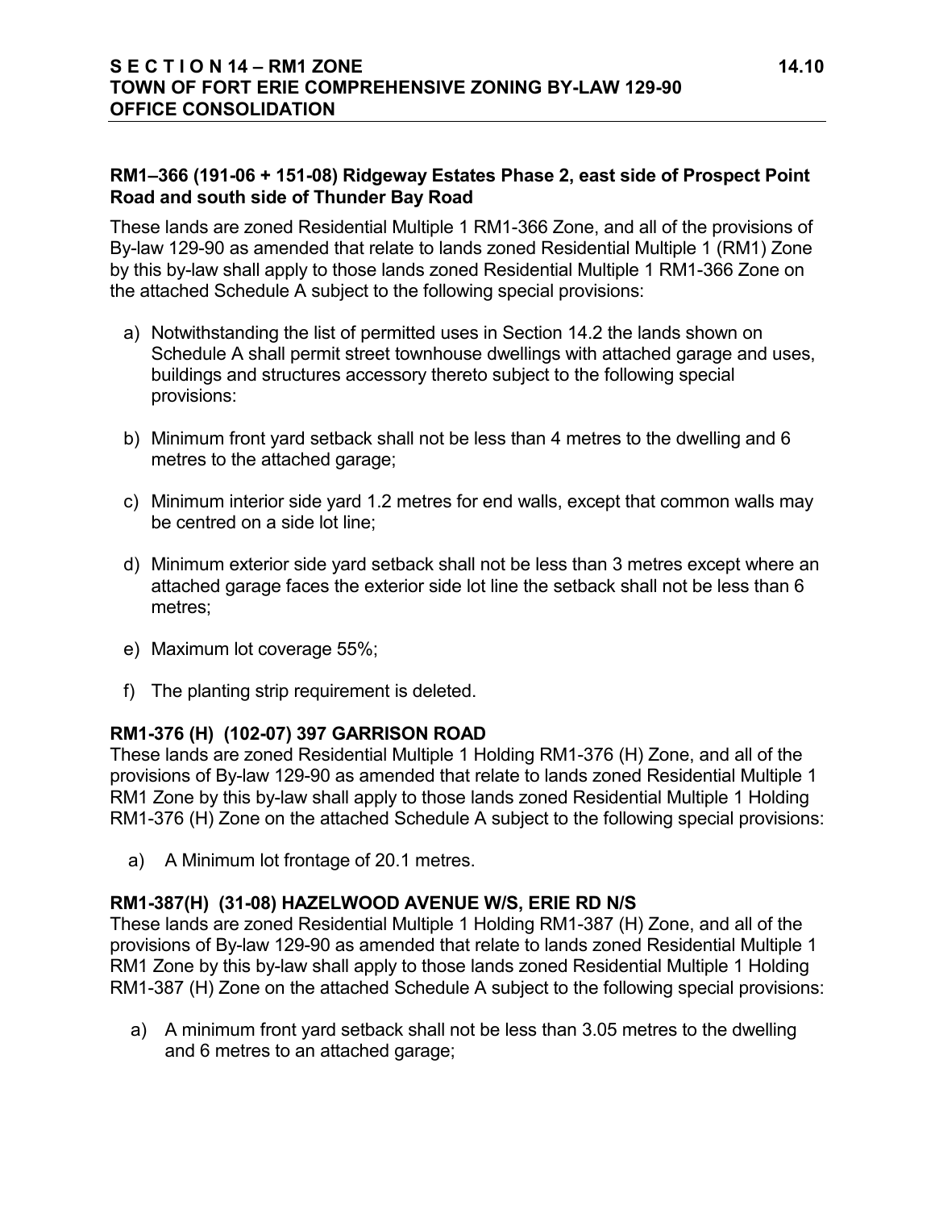### RM1–366 (191-06 + 151-08) Ridgeway Estates Phase 2, east side of Prospect Point Road and south side of Thunder Bay Road

These lands are zoned Residential Multiple 1 RM1-366 Zone, and all of the provisions of By-law 129-90 as amended that relate to lands zoned Residential Multiple 1 (RM1) Zone by this by-law shall apply to those lands zoned Residential Multiple 1 RM1-366 Zone on the attached Schedule A subject to the following special provisions:

a) Notwithstanding the list of permitted uses in Section 14.2 the lands shown on Schedule A shall permit street townhouse dwellings with attached garage and uses, buildings and structures accessory thereto subject to the following special provisions:

b) Minimum front yard setback shall not be less than 4 metres to the dwelling and 6 metres to the attached garage;

c) Minimum interior side yard 1.2 metres for end walls, except that common walls may be centred on a side lot line;

d) Minimum exterior side yard setback shall not be less than 3 metres except where an attached garage faces the exterior side lot line the setback shall not be less than 6 metres;

e) Maximum lot coverage 55%;

f) The planting strip requirement is deleted.

### RM1-376 (H) (102-07) 397 GARRISON ROAD

These lands are zoned Residential Multiple 1 Holding RM1-376 (H) Zone, and all of the provisions of By-law 129-90 as amended that relate to lands zoned Residential Multiple 1 RM1 Zone by this by-law shall apply to those lands zoned Residential Multiple 1 Holding RM1-376 (H) Zone on the attached Schedule A subject to the following special provisions:

a) A Minimum lot frontage of 20.1 metres.

### RM1-387(H) (31-08) HAZELWOOD AVENUE W/S, ERIE RD N/S

These lands are zoned Residential Multiple 1 Holding RM1-387 (H) Zone, and all of the provisions of By-law 129-90 as amended that relate to lands zoned Residential Multiple 1 RM1 Zone by this by-law shall apply to those lands zoned Residential Multiple 1 Holding RM1-387 (H) Zone on the attached Schedule A subject to the following special provisions:

a) A minimum front yard setback shall not be less than 3.05 metres to the dwelling and 6 metres to an attached garage;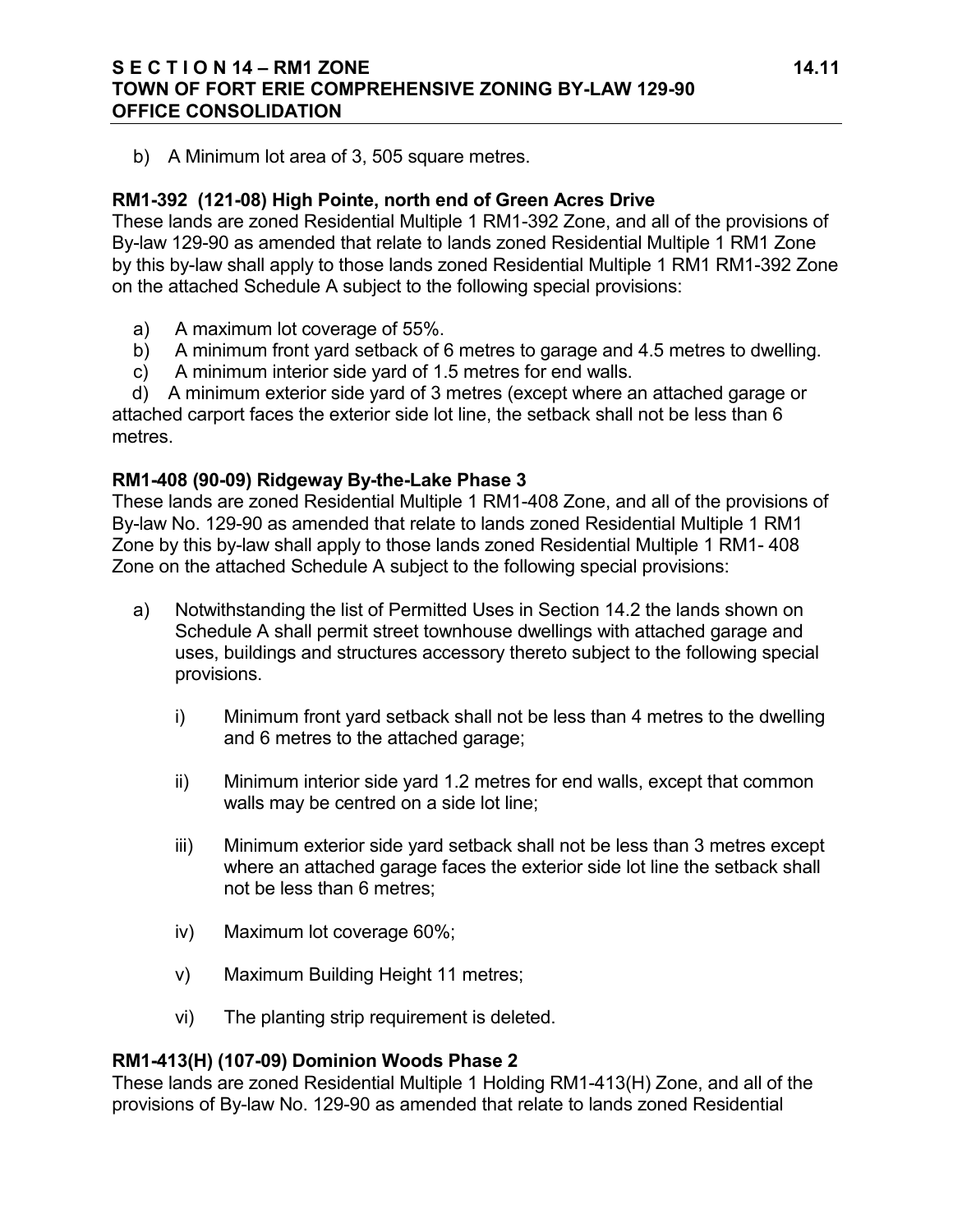b) A Minimum lot area of 3, 505 square metres.

**RM1-392 (121-08) High Pointe, north end of Green Acres Drive**
These lands are zoned Residential Multiple 1 RM1-392 Zone, and all of the provisions of By-law 129-90 as amended that relate to lands zoned Residential Multiple 1 RM1 Zone by this by-law shall apply to those lands zoned Residential Multiple 1 RM1 RM1-392 Zone on the attached Schedule A subject to the following special provisions:

a) A maximum lot coverage of 55%.
b) A minimum front yard setback of 6 metres to garage and 4.5 metres to dwelling.
c) A minimum interior side yard of 1.5 metres for end walls.
d) A minimum exterior side yard of 3 metres (except where an attached garage or attached carport faces the exterior side lot line, the setback shall not be less than 6 metres.

**RM1-408 (90-09) Ridgeway By-the-Lake Phase 3**
These lands are zoned Residential Multiple 1 RM1-408 Zone, and all of the provisions of By-law No. 129-90 as amended that relate to lands zoned Residential Multiple 1 RM1 Zone by this by-law shall apply to those lands zoned Residential Multiple 1 RM1- 408 Zone on the attached Schedule A subject to the following special provisions:

a) Notwithstanding the list of Permitted Uses in Section 14.2 the lands shown on Schedule A shall permit street townhouse dwellings with attached garage and uses, buildings and structures accessory thereto subject to the following special provisions.

   i) Minimum front yard setback shall not be less than 4 metres to the dwelling and 6 metres to the attached garage;

   ii) Minimum interior side yard 1.2 metres for end walls, except that common walls may be centred on a side lot line;

   iii) Minimum exterior side yard setback shall not be less than 3 metres except where an attached garage faces the exterior side lot line the setback shall not be less than 6 metres;

   iv) Maximum lot coverage 60%;

   v) Maximum Building Height 11 metres;

   vi) The planting strip requirement is deleted.

**RM1-413(H) (107-09) Dominion Woods Phase 2**
These lands are zoned Residential Multiple 1 Holding RM1-413(H) Zone, and all of the provisions of By-law No. 129-90 as amended that relate to lands zoned Residential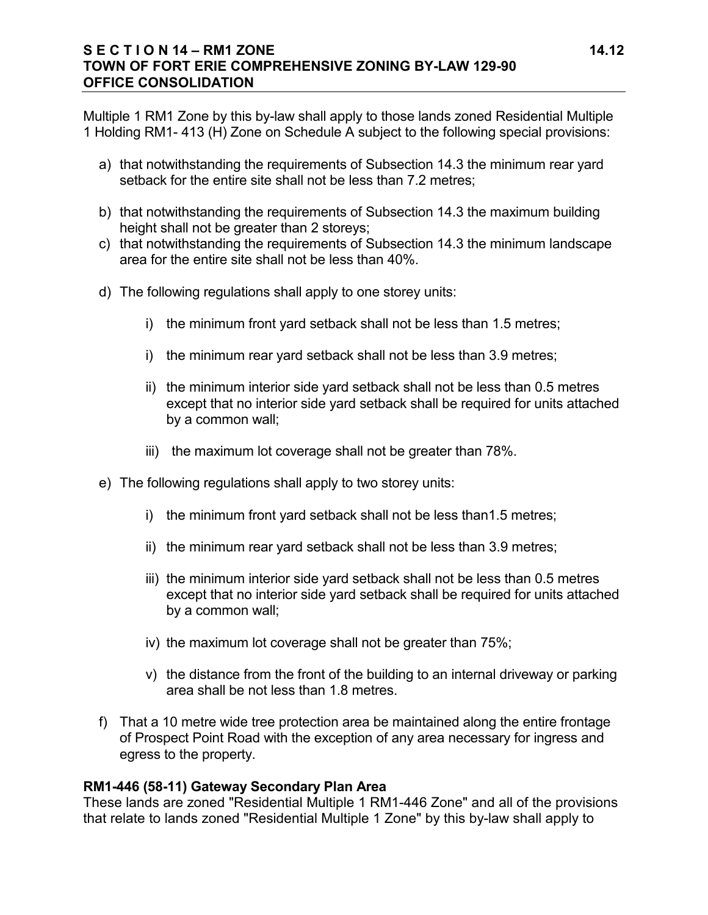Multiple 1 RM1 Zone by this by-law shall apply to those lands zoned Residential Multiple 1 Holding RM1- 413 (H) Zone on Schedule A subject to the following special provisions:

a) that notwithstanding the requirements of Subsection 14.3 the minimum rear yard setback for the entire site shall not be less than 7.2 metres;

b) that notwithstanding the requirements of Subsection 14.3 the maximum building height shall not be greater than 2 storeys;

c) that notwithstanding the requirements of Subsection 14.3 the minimum landscape area for the entire site shall not be less than 40%.

d) The following regulations shall apply to one storey units:

   i) the minimum front yard setback shall not be less than 1.5 metres;

   i) the minimum rear yard setback shall not be less than 3.9 metres;

   ii) the minimum interior side yard setback shall not be less than 0.5 metres except that no interior side yard setback shall be required for units attached by a common wall;

   iii) the maximum lot coverage shall not be greater than 78%.

e) The following regulations shall apply to two storey units:

   i) the minimum front yard setback shall not be less than1.5 metres;

   ii) the minimum rear yard setback shall not be less than 3.9 metres;

   iii) the minimum interior side yard setback shall not be less than 0.5 metres except that no interior side yard setback shall be required for units attached by a common wall;

   iv) the maximum lot coverage shall not be greater than 75%;

   v) the distance from the front of the building to an internal driveway or parking area shall be not less than 1.8 metres.

f) That a 10 metre wide tree protection area be maintained along the entire frontage of Prospect Point Road with the exception of any area necessary for ingress and egress to the property.

**RM1-446 (58-11) Gateway Secondary Plan Area**

These lands are zoned "Residential Multiple 1 RM1-446 Zone" and all of the provisions that relate to lands zoned "Residential Multiple 1 Zone" by this by-law shall apply to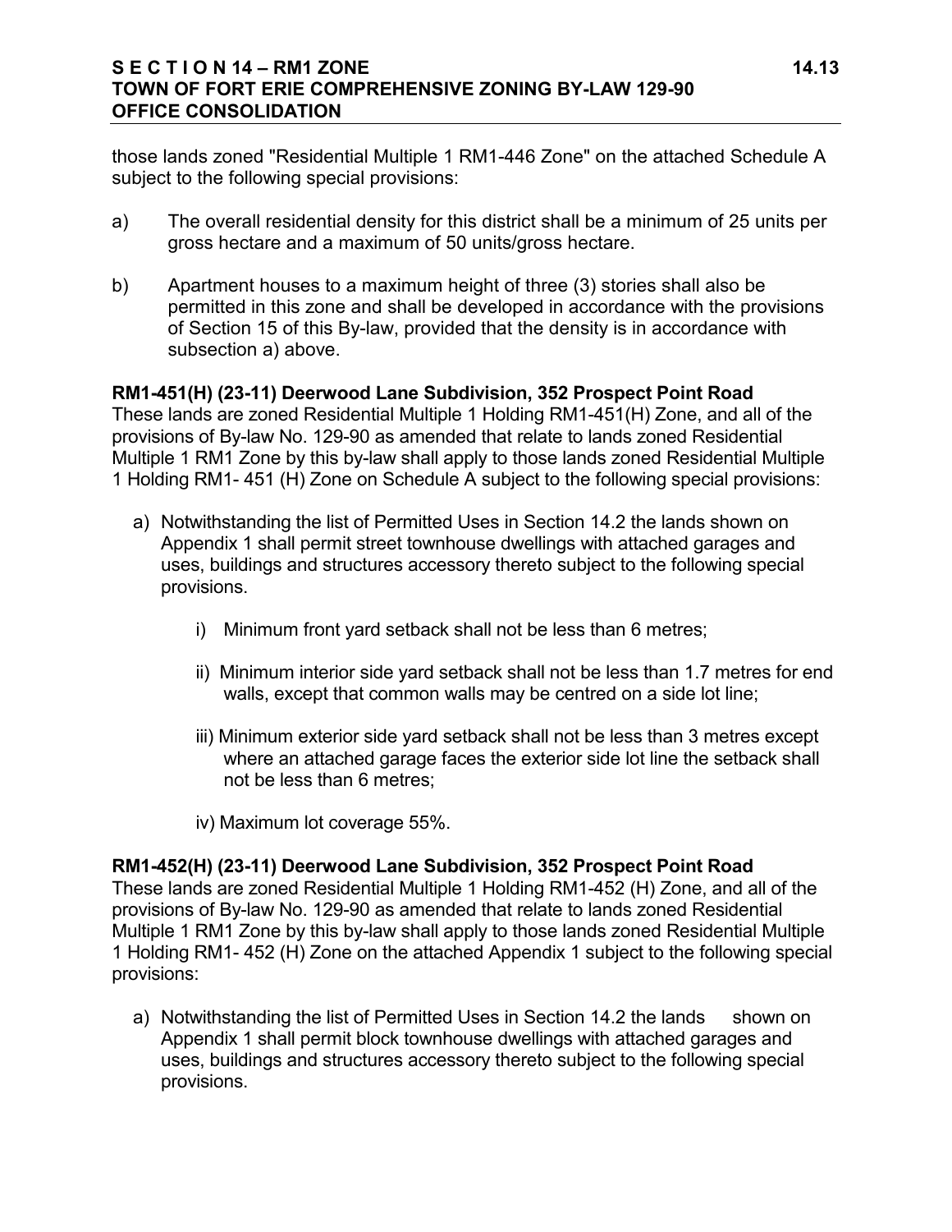those lands zoned "Residential Multiple 1 RM1-446 Zone" on the attached Schedule A subject to the following special provisions:

a) The overall residential density for this district shall be a minimum of 25 units per gross hectare and a maximum of 50 units/gross hectare.

b) Apartment houses to a maximum height of three (3) stories shall also be permitted in this zone and shall be developed in accordance with the provisions of Section 15 of this By-law, provided that the density is in accordance with subsection a) above.

**RM1-451(H) (23-11) Deerwood Lane Subdivision, 352 Prospect Point Road**
These lands are zoned Residential Multiple 1 Holding RM1-451(H) Zone, and all of the provisions of By-law No. 129-90 as amended that relate to lands zoned Residential Multiple 1 RM1 Zone by this by-law shall apply to those lands zoned Residential Multiple 1 Holding RM1- 451 (H) Zone on Schedule A subject to the following special provisions:

a) Notwithstanding the list of Permitted Uses in Section 14.2 the lands shown on Appendix 1 shall permit street townhouse dwellings with attached garages and uses, buildings and structures accessory thereto subject to the following special provisions.

   i) Minimum front yard setback shall not be less than 6 metres;

   ii) Minimum interior side yard setback shall not be less than 1.7 metres for end walls, except that common walls may be centred on a side lot line;

   iii) Minimum exterior side yard setback shall not be less than 3 metres except where an attached garage faces the exterior side lot line the setback shall not be less than 6 metres;

   iv) Maximum lot coverage 55%.

**RM1-452(H) (23-11) Deerwood Lane Subdivision, 352 Prospect Point Road**
These lands are zoned Residential Multiple 1 Holding RM1-452 (H) Zone, and all of the provisions of By-law No. 129-90 as amended that relate to lands zoned Residential Multiple 1 RM1 Zone by this by-law shall apply to those lands zoned Residential Multiple 1 Holding RM1- 452 (H) Zone on the attached Appendix 1 subject to the following special provisions:

a) Notwithstanding the list of Permitted Uses in Section 14.2 the lands shown on Appendix 1 shall permit block townhouse dwellings with attached garages and uses, buildings and structures accessory thereto subject to the following special provisions.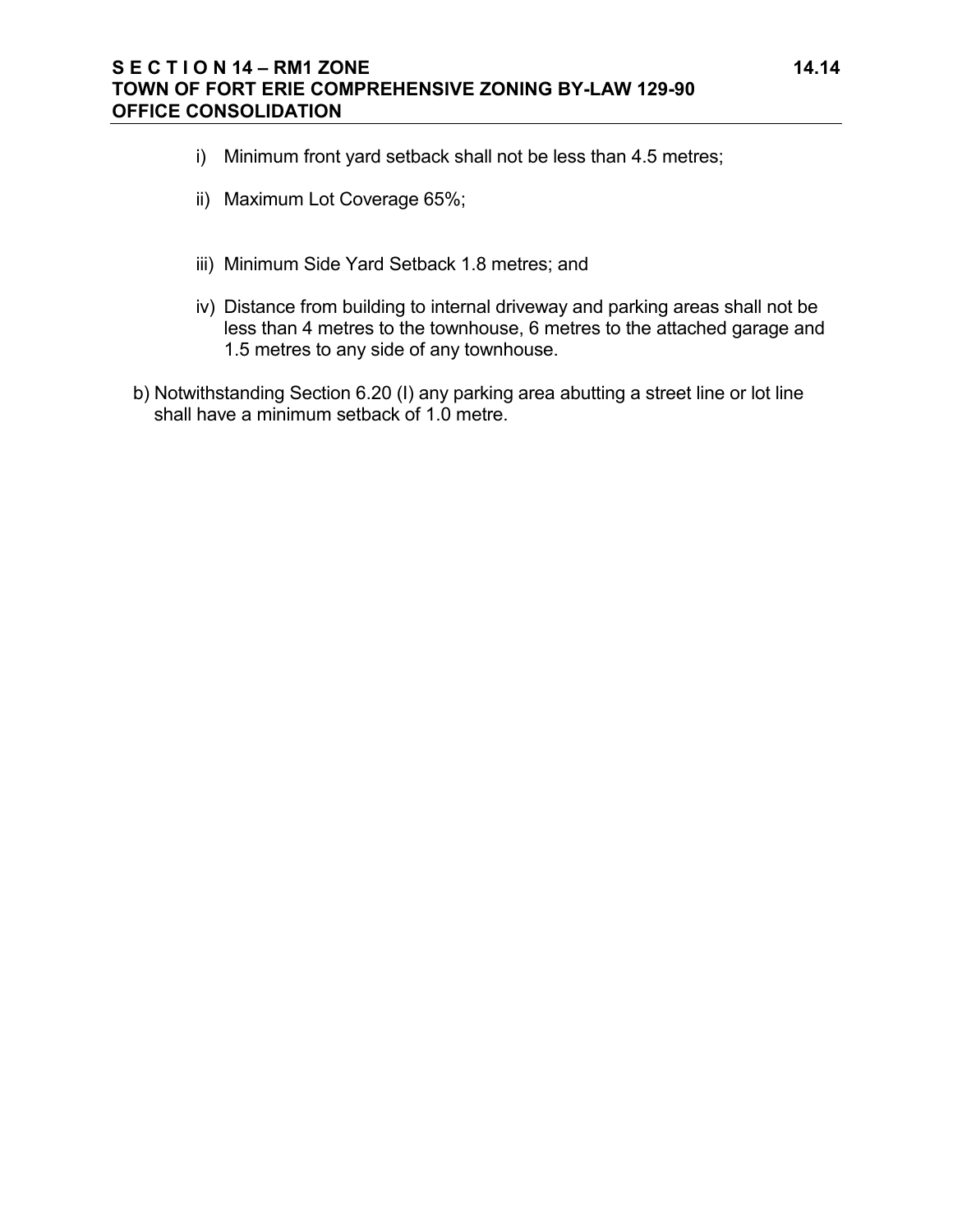i) Minimum front yard setback shall not be less than 4.5 metres;

ii) Maximum Lot Coverage 65%;

iii) Minimum Side Yard Setback 1.8 metres; and

iv) Distance from building to internal driveway and parking areas shall not be less than 4 metres to the townhouse, 6 metres to the attached garage and 1.5 metres to any side of any townhouse.

b) Notwithstanding Section 6.20 (I) any parking area abutting a street line or lot line shall have a minimum setback of 1.0 metre.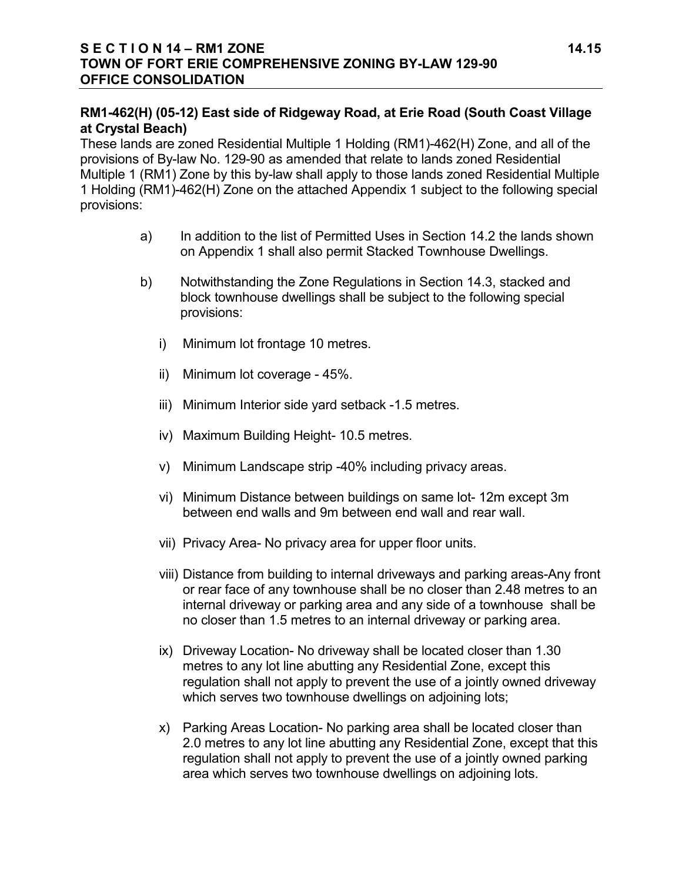## RM1-462(H) (05-12) East side of Ridgeway Road, at Erie Road (South Coast Village at Crystal Beach)

These lands are zoned Residential Multiple 1 Holding (RM1)-462(H) Zone, and all of the provisions of By-law No. 129-90 as amended that relate to lands zoned Residential Multiple 1 (RM1) Zone by this by-law shall apply to those lands zoned Residential Multiple 1 Holding (RM1)-462(H) Zone on the attached Appendix 1 subject to the following special provisions:

a) In addition to the list of Permitted Uses in Section 14.2 the lands shown on Appendix 1 shall also permit Stacked Townhouse Dwellings.

b) Notwithstanding the Zone Regulations in Section 14.3, stacked and block townhouse dwellings shall be subject to the following special provisions:

   i) Minimum lot frontage 10 metres.

   ii) Minimum lot coverage - 45%.

   iii) Minimum Interior side yard setback -1.5 metres.

   iv) Maximum Building Height- 10.5 metres.

   v) Minimum Landscape strip -40% including privacy areas.

   vi) Minimum Distance between buildings on same lot- 12m except 3m between end walls and 9m between end wall and rear wall.

   vii) Privacy Area- No privacy area for upper floor units.

   viii) Distance from building to internal driveways and parking areas-Any front or rear face of any townhouse shall be no closer than 2.48 metres to an internal driveway or parking area and any side of a townhouse shall be no closer than 1.5 metres to an internal driveway or parking area.

   ix) Driveway Location- No driveway shall be located closer than 1.30 metres to any lot line abutting any Residential Zone, except this regulation shall not apply to prevent the use of a jointly owned driveway which serves two townhouse dwellings on adjoining lots;

   x) Parking Areas Location- No parking area shall be located closer than 2.0 metres to any lot line abutting any Residential Zone, except that this regulation shall not apply to prevent the use of a jointly owned parking area which serves two townhouse dwellings on adjoining lots.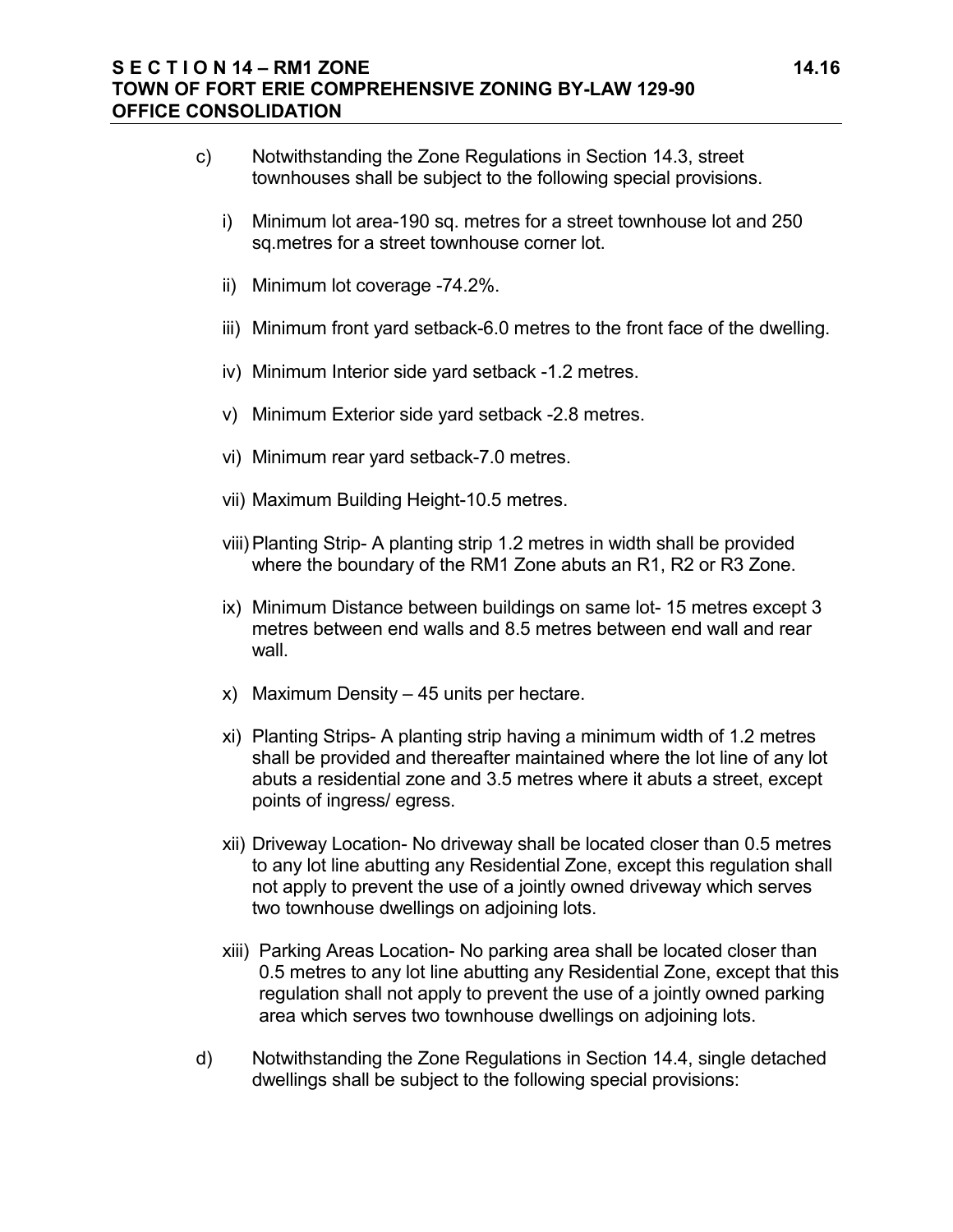c) Notwithstanding the Zone Regulations in Section 14.3, street townhouses shall be subject to the following special provisions.

   i) Minimum lot area-190 sq. metres for a street townhouse lot and 250 sq.metres for a street townhouse corner lot.

   ii) Minimum lot coverage -74.2%.

   iii) Minimum front yard setback-6.0 metres to the front face of the dwelling.

   iv) Minimum Interior side yard setback -1.2 metres.

   v) Minimum Exterior side yard setback -2.8 metres.

   vi) Minimum rear yard setback-7.0 metres.

   vii) Maximum Building Height-10.5 metres.

   viii) Planting Strip- A planting strip 1.2 metres in width shall be provided where the boundary of the RM1 Zone abuts an R1, R2 or R3 Zone.

   ix) Minimum Distance between buildings on same lot- 15 metres except 3 metres between end walls and 8.5 metres between end wall and rear wall.

   x) Maximum Density – 45 units per hectare.

   xi) Planting Strips- A planting strip having a minimum width of 1.2 metres shall be provided and thereafter maintained where the lot line of any lot abuts a residential zone and 3.5 metres where it abuts a street, except points of ingress/ egress.

   xii) Driveway Location- No driveway shall be located closer than 0.5 metres to any lot line abutting any Residential Zone, except this regulation shall not apply to prevent the use of a jointly owned driveway which serves two townhouse dwellings on adjoining lots.

   xiii) Parking Areas Location- No parking area shall be located closer than 0.5 metres to any lot line abutting any Residential Zone, except that this regulation shall not apply to prevent the use of a jointly owned parking area which serves two townhouse dwellings on adjoining lots.

d) Notwithstanding the Zone Regulations in Section 14.4, single detached dwellings shall be subject to the following special provisions: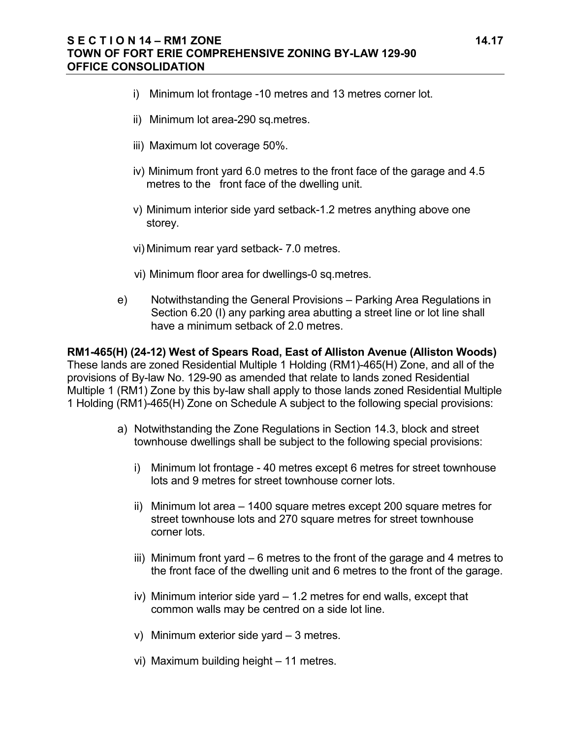i) Minimum lot frontage -10 metres and 13 metres corner lot.

ii) Minimum lot area-290 sq.metres.

iii) Maximum lot coverage 50%.

iv) Minimum front yard 6.0 metres to the front face of the garage and 4.5 metres to the front face of the dwelling unit.

v) Minimum interior side yard setback-1.2 metres anything above one storey.

vi) Minimum rear yard setback- 7.0 metres.

vi) Minimum floor area for dwellings-0 sq.metres.

e) Notwithstanding the General Provisions – Parking Area Regulations in Section 6.20 (l) any parking area abutting a street line or lot line shall have a minimum setback of 2.0 metres.

**RM1-465(H) (24-12) West of Spears Road, East of Alliston Avenue (Alliston Woods)**
These lands are zoned Residential Multiple 1 Holding (RM1)-465(H) Zone, and all of the provisions of By-law No. 129-90 as amended that relate to lands zoned Residential Multiple 1 (RM1) Zone by this by-law shall apply to those lands zoned Residential Multiple 1 Holding (RM1)-465(H) Zone on Schedule A subject to the following special provisions:

a) Notwithstanding the Zone Regulations in Section 14.3, block and street townhouse dwellings shall be subject to the following special provisions:

i) Minimum lot frontage - 40 metres except 6 metres for street townhouse lots and 9 metres for street townhouse corner lots.

ii) Minimum lot area – 1400 square metres except 200 square metres for street townhouse lots and 270 square metres for street townhouse corner lots.

iii) Minimum front yard – 6 metres to the front of the garage and 4 metres to the front face of the dwelling unit and 6 metres to the front of the garage.

iv) Minimum interior side yard – 1.2 metres for end walls, except that common walls may be centred on a side lot line.

v) Minimum exterior side yard – 3 metres.

vi) Maximum building height – 11 metres.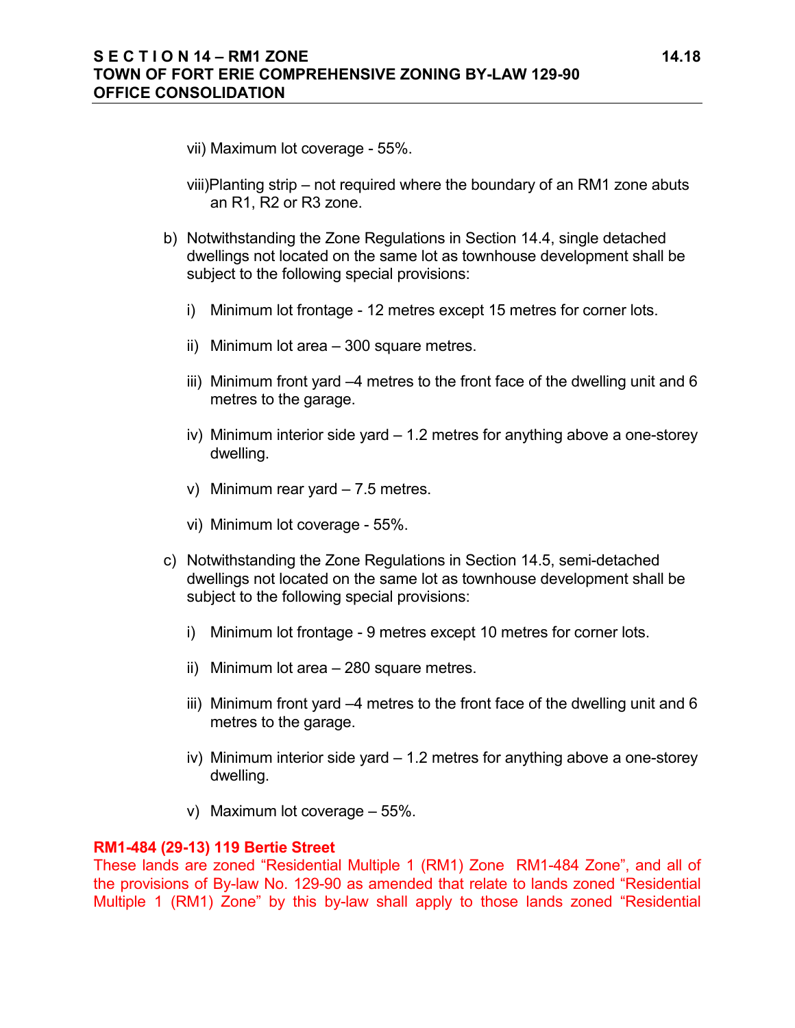vii) Maximum lot coverage - 55%.

viii)Planting strip – not required where the boundary of an RM1 zone abuts an R1, R2 or R3 zone.

b) Notwithstanding the Zone Regulations in Section 14.4, single detached dwellings not located on the same lot as townhouse development shall be subject to the following special provisions:

   i) Minimum lot frontage - 12 metres except 15 metres for corner lots.

   ii) Minimum lot area – 300 square metres.

   iii) Minimum front yard –4 metres to the front face of the dwelling unit and 6 metres to the garage.

   iv) Minimum interior side yard – 1.2 metres for anything above a one-storey dwelling.

   v) Minimum rear yard – 7.5 metres.

   vi) Minimum lot coverage - 55%.

c) Notwithstanding the Zone Regulations in Section 14.5, semi-detached dwellings not located on the same lot as townhouse development shall be subject to the following special provisions:

   i) Minimum lot frontage - 9 metres except 10 metres for corner lots.

   ii) Minimum lot area – 280 square metres.

   iii) Minimum front yard –4 metres to the front face of the dwelling unit and 6 metres to the garage.

   iv) Minimum interior side yard – 1.2 metres for anything above a one-storey dwelling.

   v) Maximum lot coverage – 55%.

**RM1-484 (29-13) 119 Bertie Street**

These lands are zoned "Residential Multiple 1 (RM1) Zone RM1-484 Zone", and all of the provisions of By-law No. 129-90 as amended that relate to lands zoned "Residential Multiple 1 (RM1) Zone" by this by-law shall apply to those lands zoned "Residential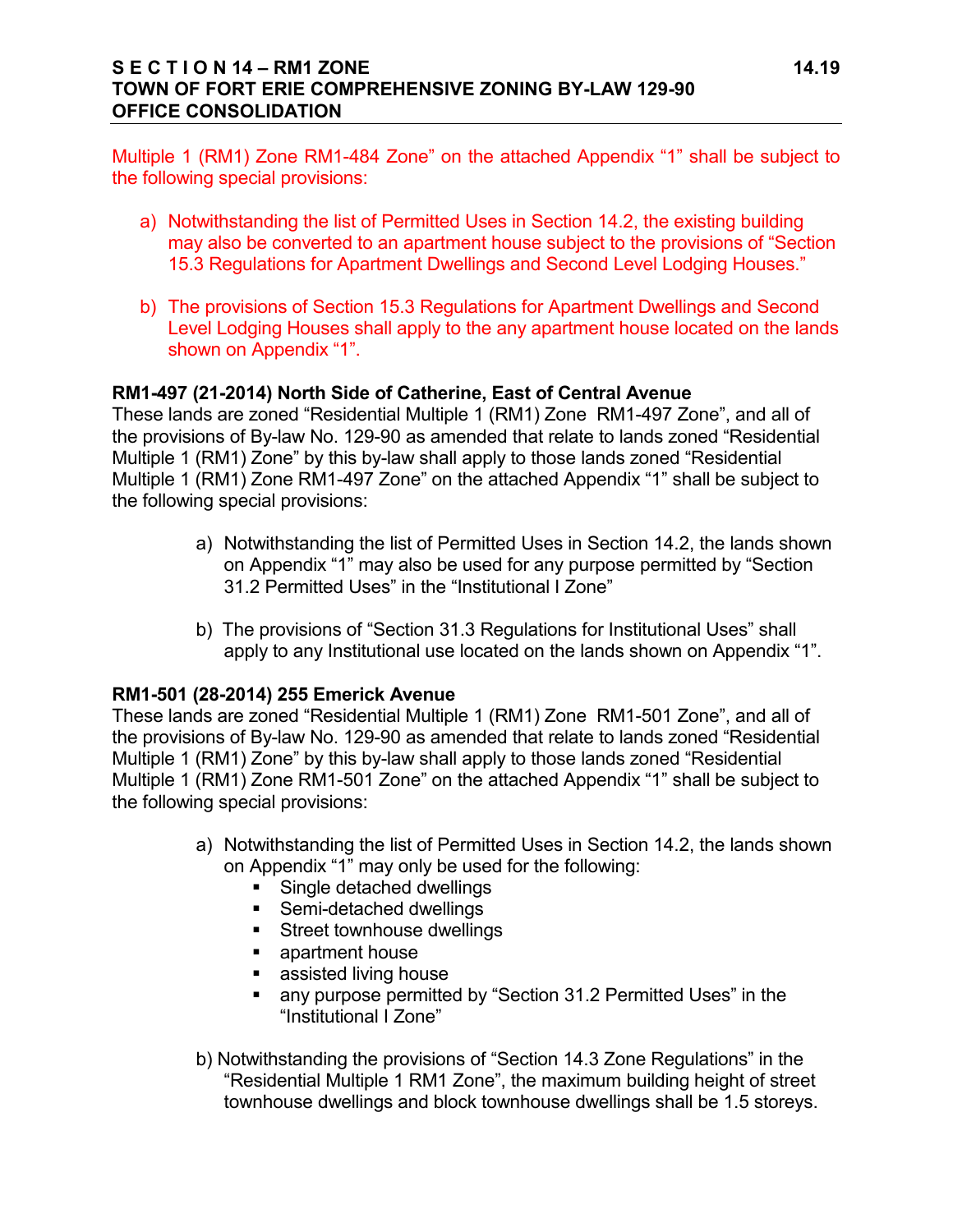Multiple 1 (RM1) Zone RM1-484 Zone" on the attached Appendix "1" shall be subject to the following special provisions:

a) Notwithstanding the list of Permitted Uses in Section 14.2, the existing building may also be converted to an apartment house subject to the provisions of "Section 15.3 Regulations for Apartment Dwellings and Second Level Lodging Houses."

b) The provisions of Section 15.3 Regulations for Apartment Dwellings and Second Level Lodging Houses shall apply to the any apartment house located on the lands shown on Appendix "1".

**RM1-497 (21-2014) North Side of Catherine, East of Central Avenue**
These lands are zoned "Residential Multiple 1 (RM1) Zone RM1-497 Zone", and all of the provisions of By-law No. 129-90 as amended that relate to lands zoned "Residential Multiple 1 (RM1) Zone" by this by-law shall apply to those lands zoned "Residential Multiple 1 (RM1) Zone RM1-497 Zone" on the attached Appendix "1" shall be subject to the following special provisions:

a) Notwithstanding the list of Permitted Uses in Section 14.2, the lands shown on Appendix "1" may also be used for any purpose permitted by "Section 31.2 Permitted Uses" in the "Institutional I Zone"

b) The provisions of "Section 31.3 Regulations for Institutional Uses" shall apply to any Institutional use located on the lands shown on Appendix "1".

**RM1-501 (28-2014) 255 Emerick Avenue**
These lands are zoned "Residential Multiple 1 (RM1) Zone RM1-501 Zone", and all of the provisions of By-law No. 129-90 as amended that relate to lands zoned "Residential Multiple 1 (RM1) Zone" by this by-law shall apply to those lands zoned "Residential Multiple 1 (RM1) Zone RM1-501 Zone" on the attached Appendix "1" shall be subject to the following special provisions:

a) Notwithstanding the list of Permitted Uses in Section 14.2, the lands shown on Appendix "1" may only be used for the following:
   - Single detached dwellings
   - Semi-detached dwellings
   - Street townhouse dwellings
   - apartment house
   - assisted living house
   - any purpose permitted by "Section 31.2 Permitted Uses" in the "Institutional I Zone"

b) Notwithstanding the provisions of "Section 14.3 Zone Regulations" in the "Residential Multiple 1 RM1 Zone", the maximum building height of street townhouse dwellings and block townhouse dwellings shall be 1.5 storeys.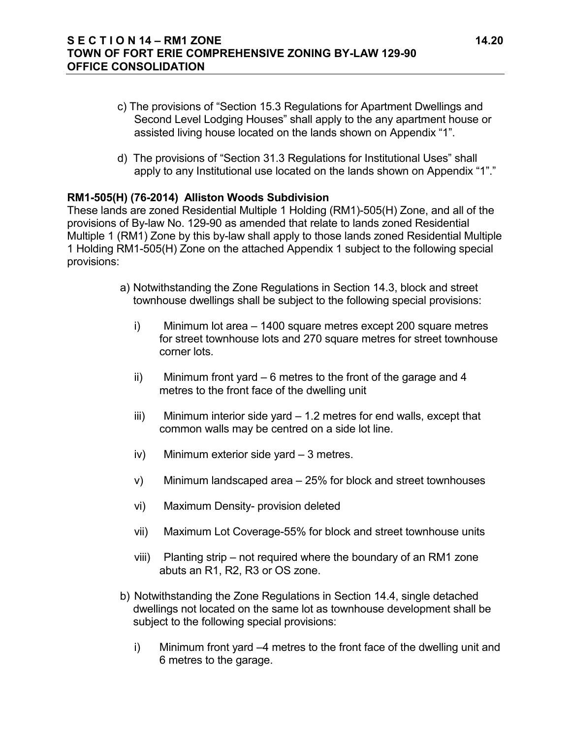c) The provisions of "Section 15.3 Regulations for Apartment Dwellings and Second Level Lodging Houses" shall apply to the any apartment house or assisted living house located on the lands shown on Appendix "1".

d) The provisions of "Section 31.3 Regulations for Institutional Uses" shall apply to any Institutional use located on the lands shown on Appendix "1"."

**RM1-505(H) (76-2014) Alliston Woods Subdivision**

These lands are zoned Residential Multiple 1 Holding (RM1)-505(H) Zone, and all of the provisions of By-law No. 129-90 as amended that relate to lands zoned Residential Multiple 1 (RM1) Zone by this by-law shall apply to those lands zoned Residential Multiple 1 Holding RM1-505(H) Zone on the attached Appendix 1 subject to the following special provisions:

a) Notwithstanding the Zone Regulations in Section 14.3, block and street townhouse dwellings shall be subject to the following special provisions:

i) Minimum lot area – 1400 square metres except 200 square metres for street townhouse lots and 270 square metres for street townhouse corner lots.

ii) Minimum front yard – 6 metres to the front of the garage and 4 metres to the front face of the dwelling unit

iii) Minimum interior side yard – 1.2 metres for end walls, except that common walls may be centred on a side lot line.

iv) Minimum exterior side yard – 3 metres.

v) Minimum landscaped area – 25% for block and street townhouses

vi) Maximum Density- provision deleted

vii) Maximum Lot Coverage-55% for block and street townhouse units

viii) Planting strip – not required where the boundary of an RM1 zone abuts an R1, R2, R3 or OS zone.

b) Notwithstanding the Zone Regulations in Section 14.4, single detached dwellings not located on the same lot as townhouse development shall be subject to the following special provisions:

i) Minimum front yard –4 metres to the front face of the dwelling unit and 6 metres to the garage.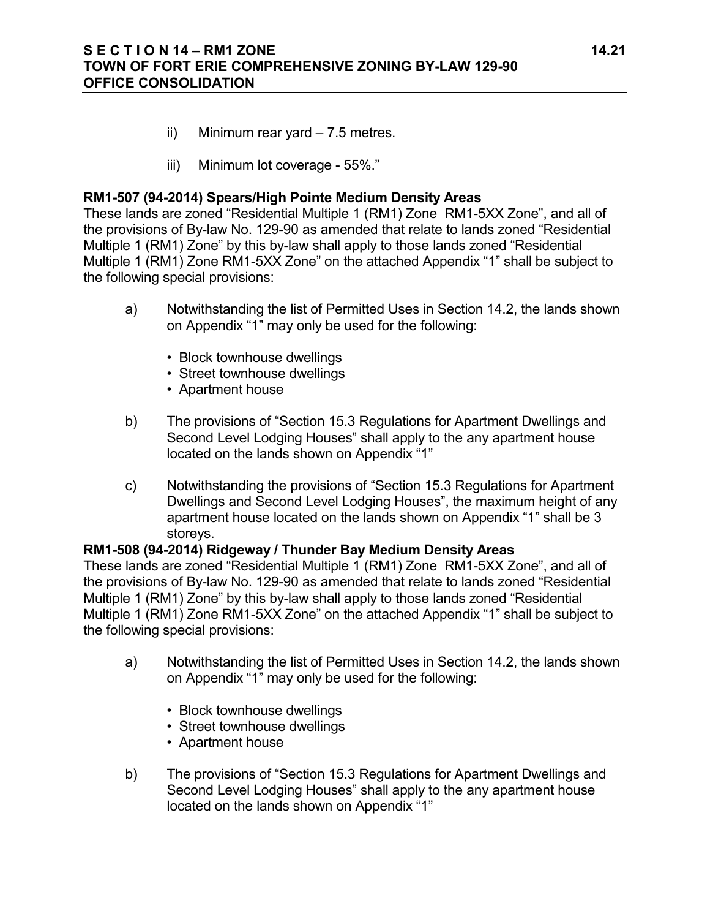ii) Minimum rear yard – 7.5 metres.

iii) Minimum lot coverage - 55%."

**RM1-507 (94-2014) Spears/High Pointe Medium Density Areas**

These lands are zoned "Residential Multiple 1 (RM1) Zone RM1-5XX Zone", and all of the provisions of By-law No. 129-90 as amended that relate to lands zoned "Residential Multiple 1 (RM1) Zone" by this by-law shall apply to those lands zoned "Residential Multiple 1 (RM1) Zone RM1-5XX Zone" on the attached Appendix "1" shall be subject to the following special provisions:

a) Notwithstanding the list of Permitted Uses in Section 14.2, the lands shown on Appendix "1" may only be used for the following:

- Block townhouse dwellings
- Street townhouse dwellings
- Apartment house

b) The provisions of "Section 15.3 Regulations for Apartment Dwellings and Second Level Lodging Houses" shall apply to the any apartment house located on the lands shown on Appendix "1"

c) Notwithstanding the provisions of "Section 15.3 Regulations for Apartment Dwellings and Second Level Lodging Houses", the maximum height of any apartment house located on the lands shown on Appendix "1" shall be 3 storeys.

**RM1-508 (94-2014) Ridgeway / Thunder Bay Medium Density Areas**

These lands are zoned "Residential Multiple 1 (RM1) Zone RM1-5XX Zone", and all of the provisions of By-law No. 129-90 as amended that relate to lands zoned "Residential Multiple 1 (RM1) Zone" by this by-law shall apply to those lands zoned "Residential Multiple 1 (RM1) Zone RM1-5XX Zone" on the attached Appendix "1" shall be subject to the following special provisions:

a) Notwithstanding the list of Permitted Uses in Section 14.2, the lands shown on Appendix "1" may only be used for the following:

- Block townhouse dwellings
- Street townhouse dwellings
- Apartment house

b) The provisions of "Section 15.3 Regulations for Apartment Dwellings and Second Level Lodging Houses" shall apply to the any apartment house located on the lands shown on Appendix "1"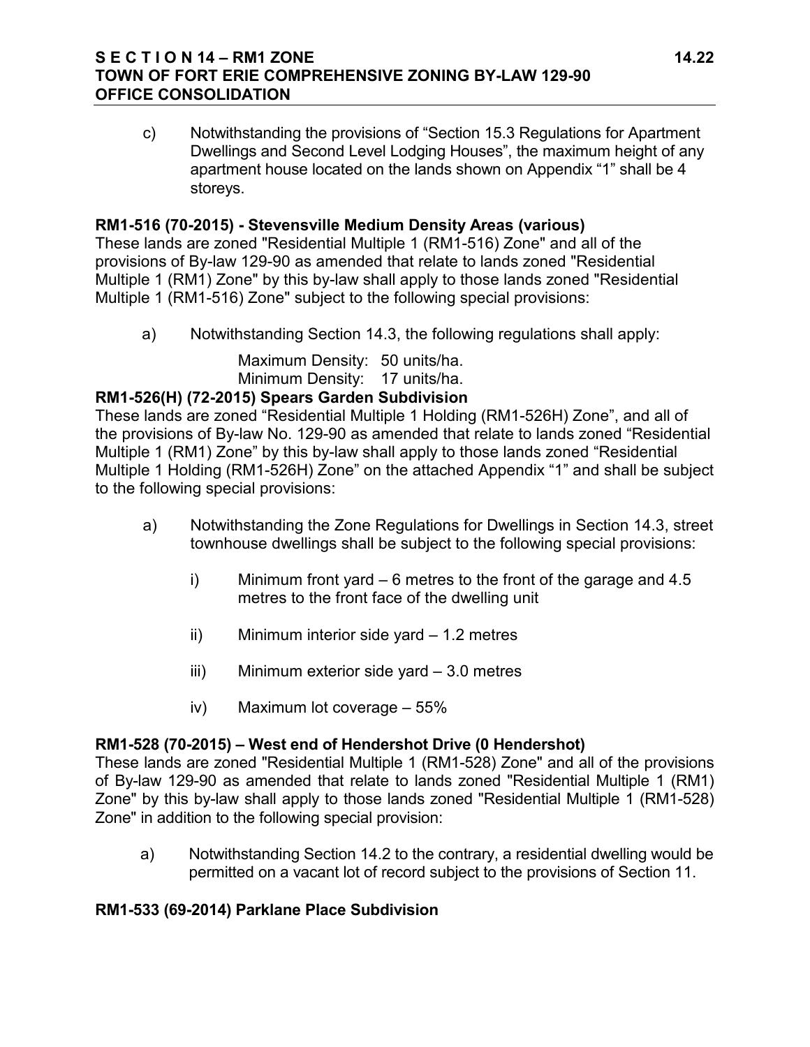c) Notwithstanding the provisions of "Section 15.3 Regulations for Apartment Dwellings and Second Level Lodging Houses", the maximum height of any apartment house located on the lands shown on Appendix "1" shall be 4 storeys.

**RM1-516 (70-2015) - Stevensville Medium Density Areas (various)**
These lands are zoned "Residential Multiple 1 (RM1-516) Zone" and all of the provisions of By-law 129-90 as amended that relate to lands zoned "Residential Multiple 1 (RM1) Zone" by this by-law shall apply to those lands zoned "Residential Multiple 1 (RM1-516) Zone" subject to the following special provisions:

a) Notwithstanding Section 14.3, the following regulations shall apply:

Maximum Density: 50 units/ha.
Minimum Density: 17 units/ha.

**RM1-526(H) (72-2015) Spears Garden Subdivision**
These lands are zoned "Residential Multiple 1 Holding (RM1-526H) Zone", and all of the provisions of By-law No. 129-90 as amended that relate to lands zoned "Residential Multiple 1 (RM1) Zone" by this by-law shall apply to those lands zoned "Residential Multiple 1 Holding (RM1-526H) Zone" on the attached Appendix "1" and shall be subject to the following special provisions:

a) Notwithstanding the Zone Regulations for Dwellings in Section 14.3, street townhouse dwellings shall be subject to the following special provisions:

   i) Minimum front yard – 6 metres to the front of the garage and 4.5 metres to the front face of the dwelling unit

   ii) Minimum interior side yard – 1.2 metres

   iii) Minimum exterior side yard – 3.0 metres

   iv) Maximum lot coverage – 55%

**RM1-528 (70-2015) – West end of Hendershot Drive (0 Hendershot)**
These lands are zoned "Residential Multiple 1 (RM1-528) Zone" and all of the provisions of By-law 129-90 as amended that relate to lands zoned "Residential Multiple 1 (RM1) Zone" by this by-law shall apply to those lands zoned "Residential Multiple 1 (RM1-528) Zone" in addition to the following special provision:

a) Notwithstanding Section 14.2 to the contrary, a residential dwelling would be permitted on a vacant lot of record subject to the provisions of Section 11.

**RM1-533 (69-2014) Parklane Place Subdivision**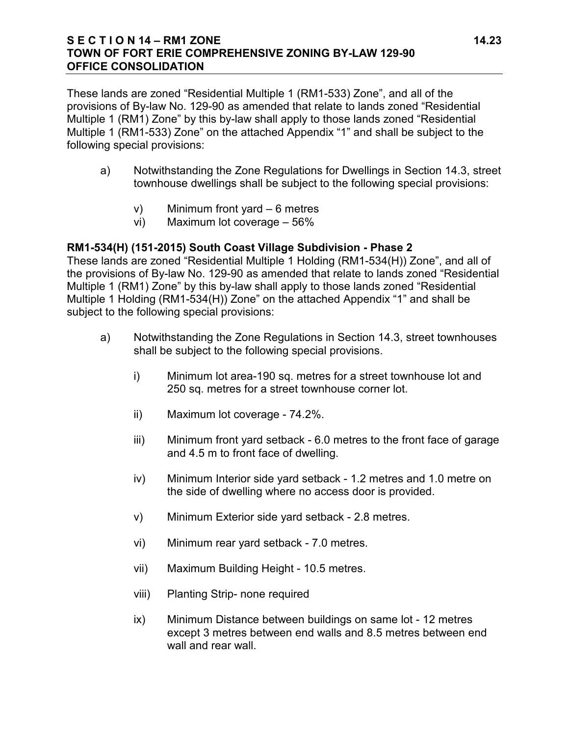These lands are zoned "Residential Multiple 1 (RM1-533) Zone", and all of the provisions of By-law No. 129-90 as amended that relate to lands zoned "Residential Multiple 1 (RM1) Zone" by this by-law shall apply to those lands zoned "Residential Multiple 1 (RM1-533) Zone" on the attached Appendix "1" and shall be subject to the following special provisions:

a) Notwithstanding the Zone Regulations for Dwellings in Section 14.3, street townhouse dwellings shall be subject to the following special provisions:

 v) Minimum front yard – 6 metres
 vi) Maximum lot coverage – 56%

**RM1-534(H) (151-2015) South Coast Village Subdivision - Phase 2**

These lands are zoned "Residential Multiple 1 Holding (RM1-534(H)) Zone", and all of the provisions of By-law No. 129-90 as amended that relate to lands zoned "Residential Multiple 1 (RM1) Zone" by this by-law shall apply to those lands zoned "Residential Multiple 1 Holding (RM1-534(H)) Zone" on the attached Appendix "1" and shall be subject to the following special provisions:

a) Notwithstanding the Zone Regulations in Section 14.3, street townhouses shall be subject to the following special provisions.

 i) Minimum lot area-190 sq. metres for a street townhouse lot and 250 sq. metres for a street townhouse corner lot.

 ii) Maximum lot coverage - 74.2%.

 iii) Minimum front yard setback - 6.0 metres to the front face of garage and 4.5 m to front face of dwelling.

 iv) Minimum Interior side yard setback - 1.2 metres and 1.0 metre on the side of dwelling where no access door is provided.

 v) Minimum Exterior side yard setback - 2.8 metres.

 vi) Minimum rear yard setback - 7.0 metres.

 vii) Maximum Building Height - 10.5 metres.

 viii) Planting Strip- none required

 ix) Minimum Distance between buildings on same lot - 12 metres except 3 metres between end walls and 8.5 metres between end wall and rear wall.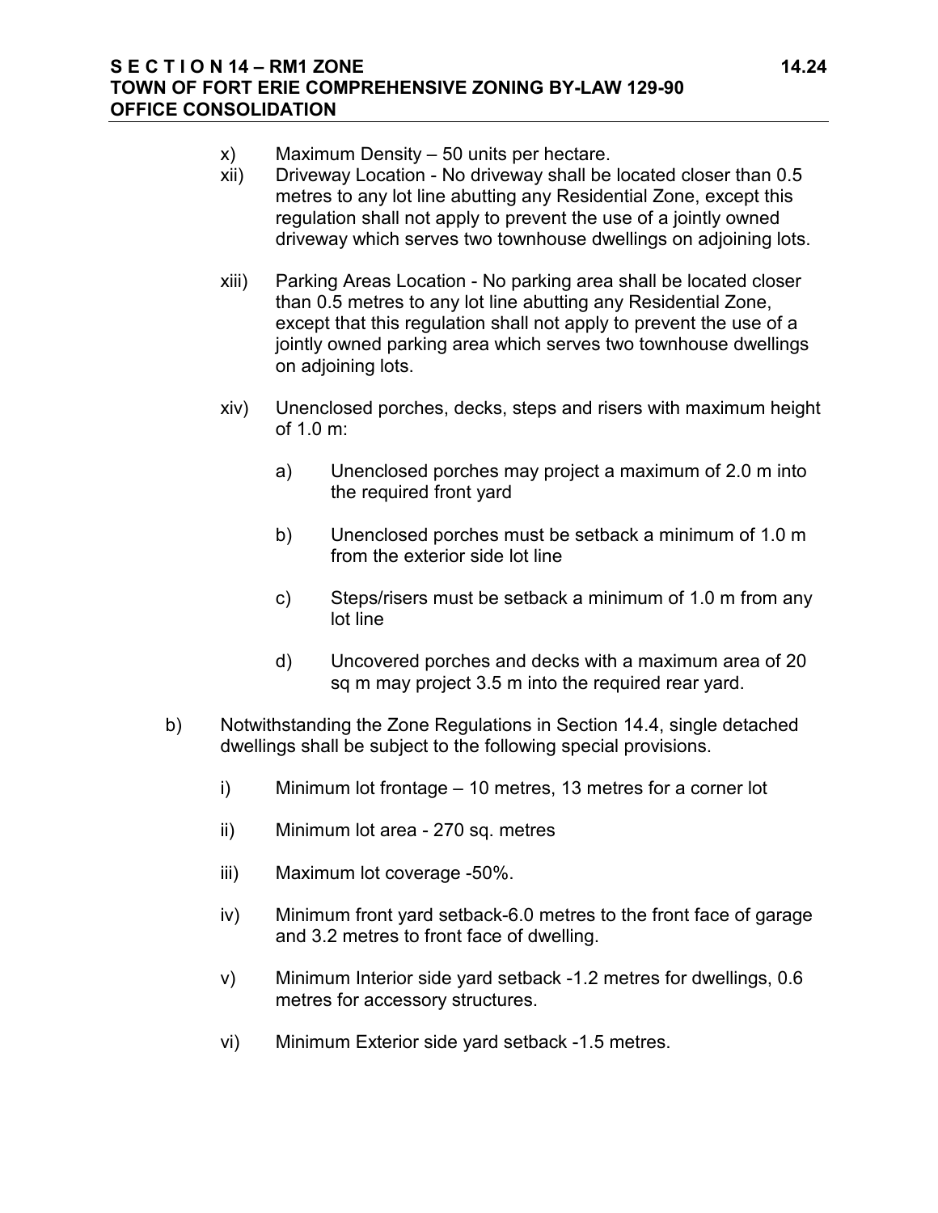x) Maximum Density – 50 units per hectare.

xii) Driveway Location - No driveway shall be located closer than 0.5 metres to any lot line abutting any Residential Zone, except this regulation shall not apply to prevent the use of a jointly owned driveway which serves two townhouse dwellings on adjoining lots.

xiii) Parking Areas Location - No parking area shall be located closer than 0.5 metres to any lot line abutting any Residential Zone, except that this regulation shall not apply to prevent the use of a jointly owned parking area which serves two townhouse dwellings on adjoining lots.

xiv) Unenclosed porches, decks, steps and risers with maximum height of 1.0 m:

- a) Unenclosed porches may project a maximum of 2.0 m into the required front yard
- b) Unenclosed porches must be setback a minimum of 1.0 m from the exterior side lot line
- c) Steps/risers must be setback a minimum of 1.0 m from any lot line
- d) Uncovered porches and decks with a maximum area of 20 sq m may project 3.5 m into the required rear yard.

b) Notwithstanding the Zone Regulations in Section 14.4, single detached dwellings shall be subject to the following special provisions.

i) Minimum lot frontage – 10 metres, 13 metres for a corner lot

ii) Minimum lot area - 270 sq. metres

iii) Maximum lot coverage -50%.

iv) Minimum front yard setback-6.0 metres to the front face of garage and 3.2 metres to front face of dwelling.

v) Minimum Interior side yard setback -1.2 metres for dwellings, 0.6 metres for accessory structures.

vi) Minimum Exterior side yard setback -1.5 metres.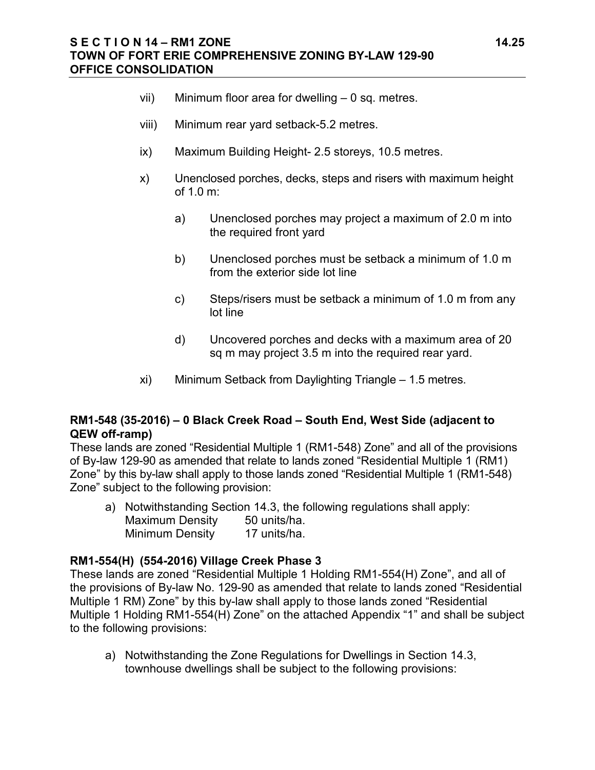vii) Minimum floor area for dwelling – 0 sq. metres.

viii) Minimum rear yard setback-5.2 metres.

ix) Maximum Building Height- 2.5 storeys, 10.5 metres.

x) Unenclosed porches, decks, steps and risers with maximum height of 1.0 m:

   a) Unenclosed porches may project a maximum of 2.0 m into the required front yard

   b) Unenclosed porches must be setback a minimum of 1.0 m from the exterior side lot line

   c) Steps/risers must be setback a minimum of 1.0 m from any lot line

   d) Uncovered porches and decks with a maximum area of 20 sq m may project 3.5 m into the required rear yard.

xi) Minimum Setback from Daylighting Triangle – 1.5 metres.

**RM1-548 (35-2016) – 0 Black Creek Road – South End, West Side (adjacent to QEW off-ramp)**

These lands are zoned "Residential Multiple 1 (RM1-548) Zone" and all of the provisions of By-law 129-90 as amended that relate to lands zoned "Residential Multiple 1 (RM1) Zone" by this by-law shall apply to those lands zoned "Residential Multiple 1 (RM1-548) Zone" subject to the following provision:

a) Notwithstanding Section 14.3, the following regulations shall apply:
   Maximum Density 50 units/ha.
   Minimum Density 17 units/ha.

**RM1-554(H) (554-2016) Village Creek Phase 3**

These lands are zoned "Residential Multiple 1 Holding RM1-554(H) Zone", and all of the provisions of By-law No. 129-90 as amended that relate to lands zoned "Residential Multiple 1 RM) Zone" by this by-law shall apply to those lands zoned "Residential Multiple 1 Holding RM1-554(H) Zone" on the attached Appendix "1" and shall be subject to the following provisions:

a) Notwithstanding the Zone Regulations for Dwellings in Section 14.3, townhouse dwellings shall be subject to the following provisions: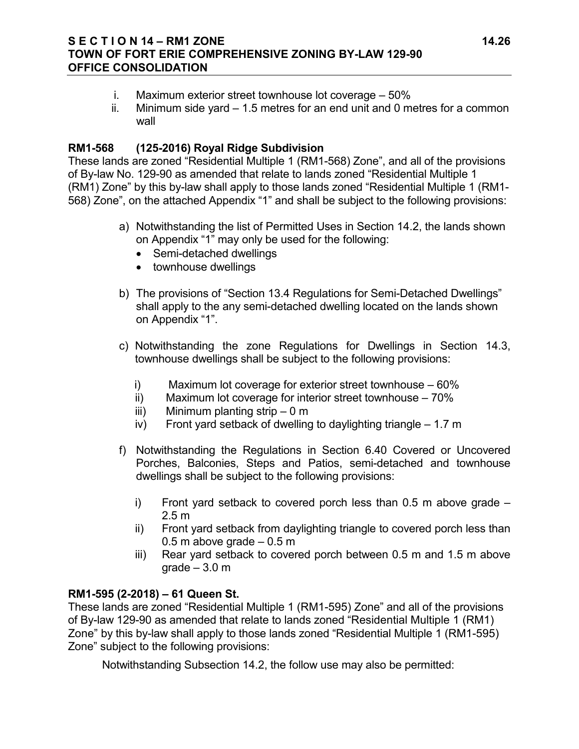i. Maximum exterior street townhouse lot coverage – 50%
ii. Minimum side yard – 1.5 metres for an end unit and 0 metres for a common wall

**RM1-568 (125-2016) Royal Ridge Subdivision**

These lands are zoned "Residential Multiple 1 (RM1-568) Zone", and all of the provisions of By-law No. 129-90 as amended that relate to lands zoned "Residential Multiple 1 (RM1) Zone" by this by-law shall apply to those lands zoned "Residential Multiple 1 (RM1-568) Zone", on the attached Appendix "1" and shall be subject to the following provisions:

a) Notwithstanding the list of Permitted Uses in Section 14.2, the lands shown on Appendix "1" may only be used for the following:
   - Semi-detached dwellings
   - townhouse dwellings

b) The provisions of "Section 13.4 Regulations for Semi-Detached Dwellings" shall apply to the any semi-detached dwelling located on the lands shown on Appendix "1".

c) Notwithstanding the zone Regulations for Dwellings in Section 14.3, townhouse dwellings shall be subject to the following provisions:

   i) Maximum lot coverage for exterior street townhouse – 60%
   ii) Maximum lot coverage for interior street townhouse – 70%
   iii) Minimum planting strip – 0 m
   iv) Front yard setback of dwelling to daylighting triangle – 1.7 m

f) Notwithstanding the Regulations in Section 6.40 Covered or Uncovered Porches, Balconies, Steps and Patios, semi-detached and townhouse dwellings shall be subject to the following provisions:

   i) Front yard setback to covered porch less than 0.5 m above grade – 2.5 m
   ii) Front yard setback from daylighting triangle to covered porch less than 0.5 m above grade – 0.5 m
   iii) Rear yard setback to covered porch between 0.5 m and 1.5 m above grade – 3.0 m

**RM1-595 (2-2018) – 61 Queen St.**

These lands are zoned "Residential Multiple 1 (RM1-595) Zone" and all of the provisions of By-law 129-90 as amended that relate to lands zoned "Residential Multiple 1 (RM1) Zone" by this by-law shall apply to those lands zoned "Residential Multiple 1 (RM1-595) Zone" subject to the following provisions:

Notwithstanding Subsection 14.2, the follow use may also be permitted: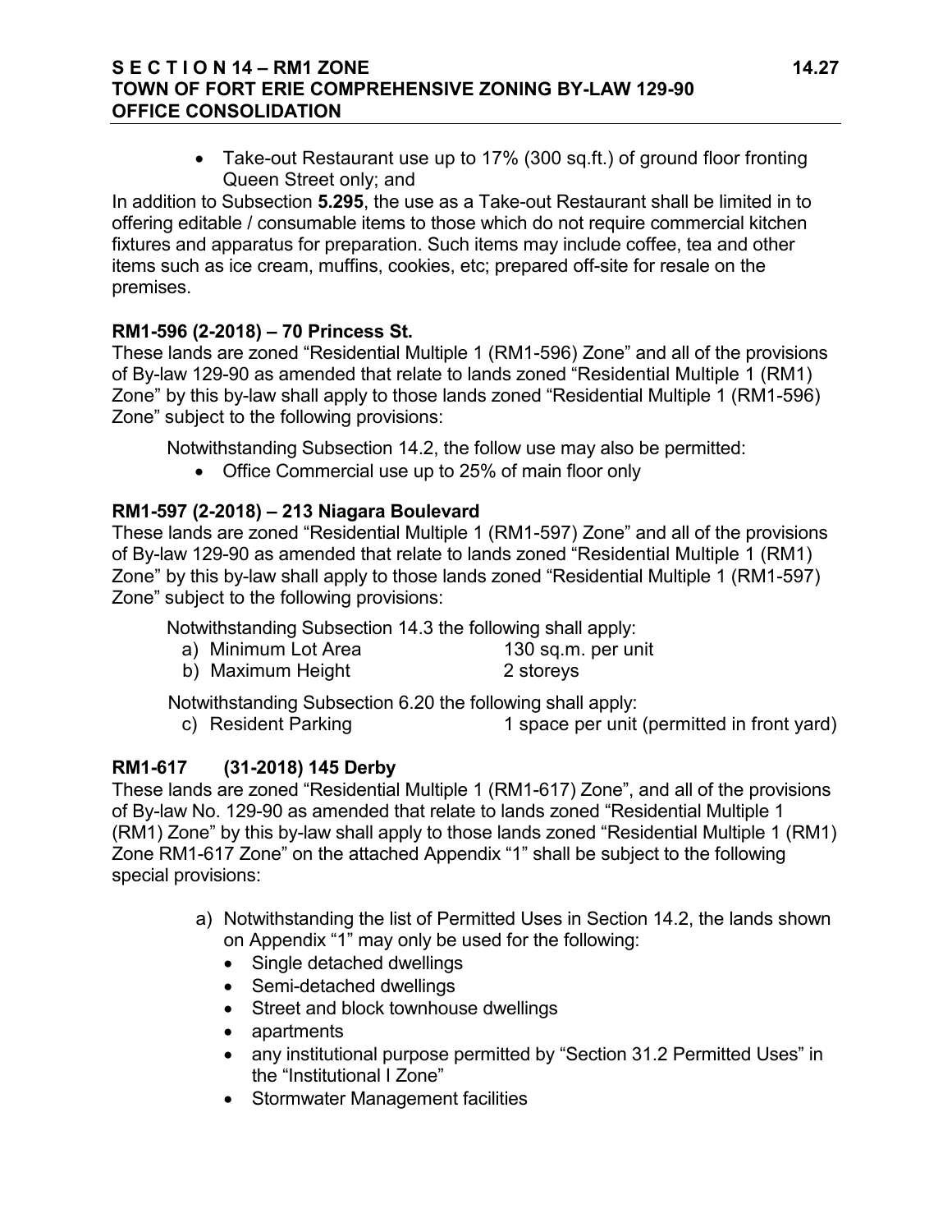- Take-out Restaurant use up to 17% (300 sq.ft.) of ground floor fronting Queen Street only; and

In addition to Subsection **5.295**, the use as a Take-out Restaurant shall be limited in to offering editable / consumable items to those which do not require commercial kitchen fixtures and apparatus for preparation. Such items may include coffee, tea and other items such as ice cream, muffins, cookies, etc; prepared off-site for resale on the premises.

**RM1-596 (2-2018) – 70 Princess St.**

These lands are zoned "Residential Multiple 1 (RM1-596) Zone" and all of the provisions of By-law 129-90 as amended that relate to lands zoned "Residential Multiple 1 (RM1) Zone" by this by-law shall apply to those lands zoned "Residential Multiple 1 (RM1-596) Zone" subject to the following provisions:

Notwithstanding Subsection 14.2, the follow use may also be permitted:

- Office Commercial use up to 25% of main floor only

**RM1-597 (2-2018) – 213 Niagara Boulevard**

These lands are zoned "Residential Multiple 1 (RM1-597) Zone" and all of the provisions of By-law 129-90 as amended that relate to lands zoned "Residential Multiple 1 (RM1) Zone" by this by-law shall apply to those lands zoned "Residential Multiple 1 (RM1-597) Zone" subject to the following provisions:

Notwithstanding Subsection 14.3 the following shall apply:

a) Minimum Lot Area 130 sq.m. per unit
b) Maximum Height 2 storeys

Notwithstanding Subsection 6.20 the following shall apply:

c) Resident Parking 1 space per unit (permitted in front yard)

**RM1-617 (31-2018) 145 Derby**

These lands are zoned "Residential Multiple 1 (RM1-617) Zone", and all of the provisions of By-law No. 129-90 as amended that relate to lands zoned "Residential Multiple 1 (RM1) Zone" by this by-law shall apply to those lands zoned "Residential Multiple 1 (RM1) Zone RM1-617 Zone" on the attached Appendix "1" shall be subject to the following special provisions:

a) Notwithstanding the list of Permitted Uses in Section 14.2, the lands shown on Appendix "1" may only be used for the following:
   - Single detached dwellings
   - Semi-detached dwellings
   - Street and block townhouse dwellings
   - apartments
   - any institutional purpose permitted by "Section 31.2 Permitted Uses" in the "Institutional I Zone"
   - Stormwater Management facilities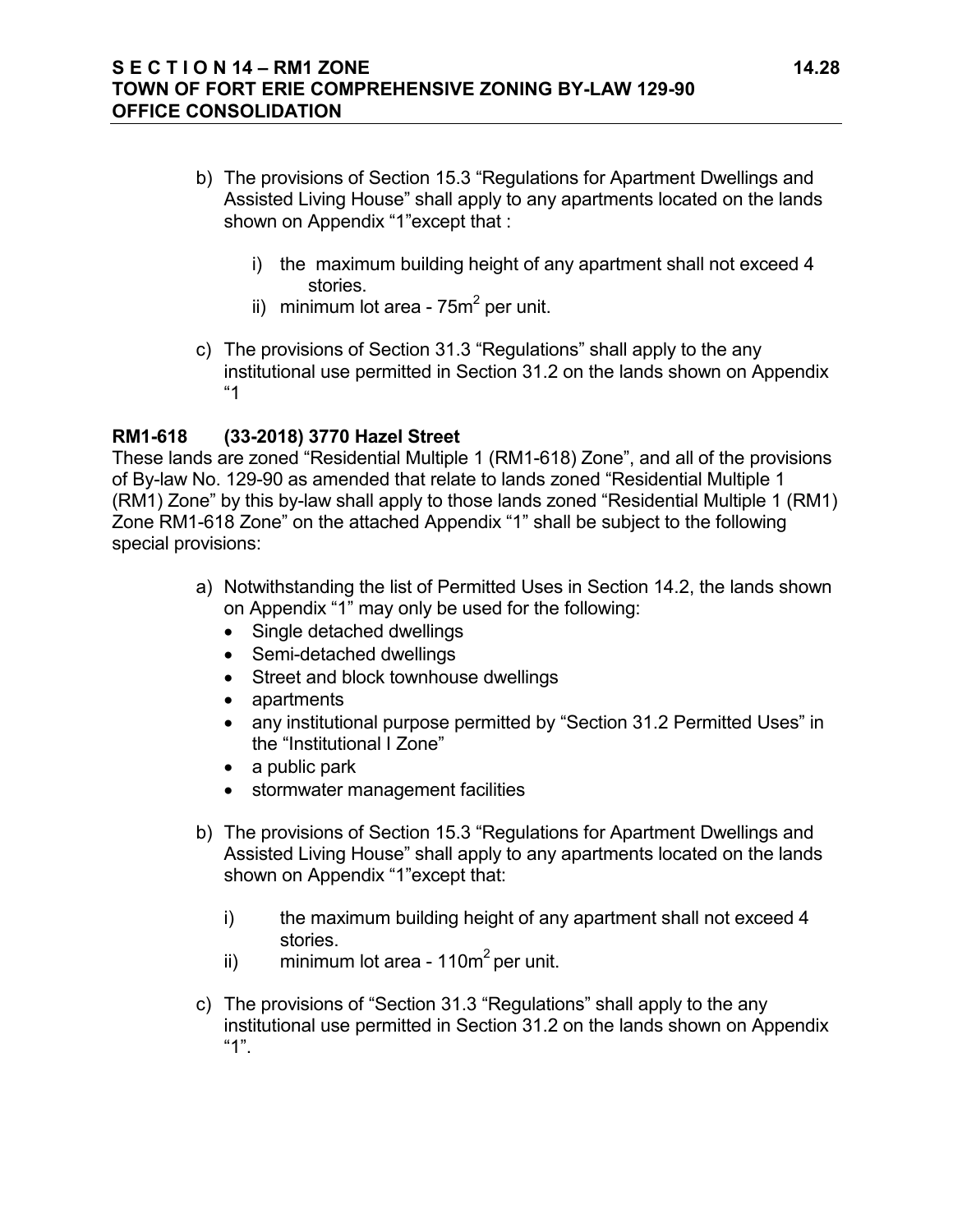b) The provisions of Section 15.3 "Regulations for Apartment Dwellings and Assisted Living House" shall apply to any apartments located on the lands shown on Appendix "1"except that :

   i) the maximum building height of any apartment shall not exceed 4 stories.
   ii) minimum lot area - 75m$^2$ per unit.

c) The provisions of Section 31.3 "Regulations" shall apply to the any institutional use permitted in Section 31.2 on the lands shown on Appendix "1

**RM1-618 (33-2018) 3770 Hazel Street**

These lands are zoned "Residential Multiple 1 (RM1-618) Zone", and all of the provisions of By-law No. 129-90 as amended that relate to lands zoned "Residential Multiple 1 (RM1) Zone" by this by-law shall apply to those lands zoned "Residential Multiple 1 (RM1) Zone RM1-618 Zone" on the attached Appendix "1" shall be subject to the following special provisions:

a) Notwithstanding the list of Permitted Uses in Section 14.2, the lands shown on Appendix "1" may only be used for the following:
   - Single detached dwellings
   - Semi-detached dwellings
   - Street and block townhouse dwellings
   - apartments
   - any institutional purpose permitted by "Section 31.2 Permitted Uses" in the "Institutional I Zone"
   - a public park
   - stormwater management facilities

b) The provisions of Section 15.3 "Regulations for Apartment Dwellings and Assisted Living House" shall apply to any apartments located on the lands shown on Appendix "1"except that:

   i) the maximum building height of any apartment shall not exceed 4 stories.
   ii) minimum lot area - 110m$^2$ per unit.

c) The provisions of "Section 31.3 "Regulations" shall apply to the any institutional use permitted in Section 31.2 on the lands shown on Appendix "1".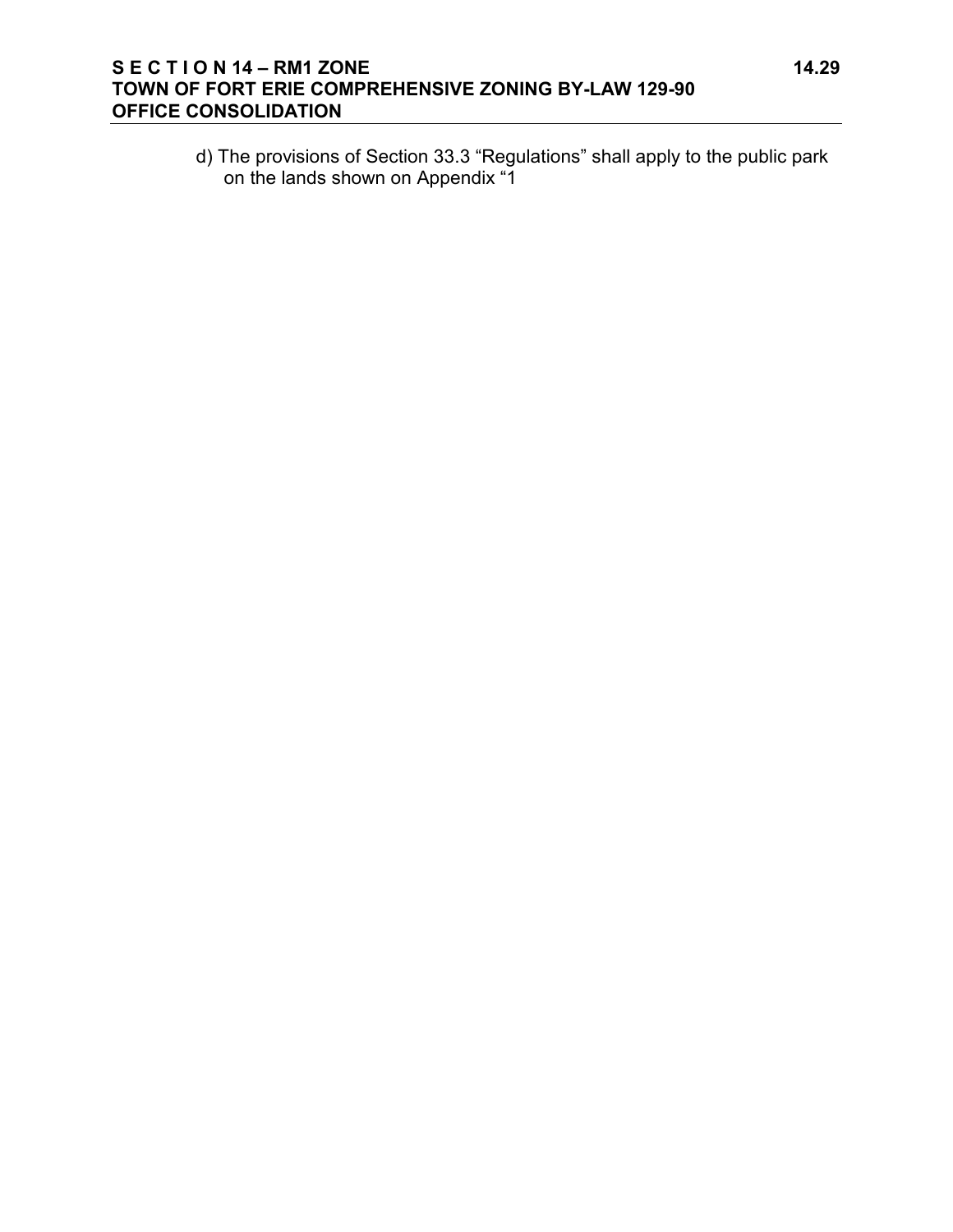d) The provisions of Section 33.3 “Regulations” shall apply to the public park on the lands shown on Appendix “1